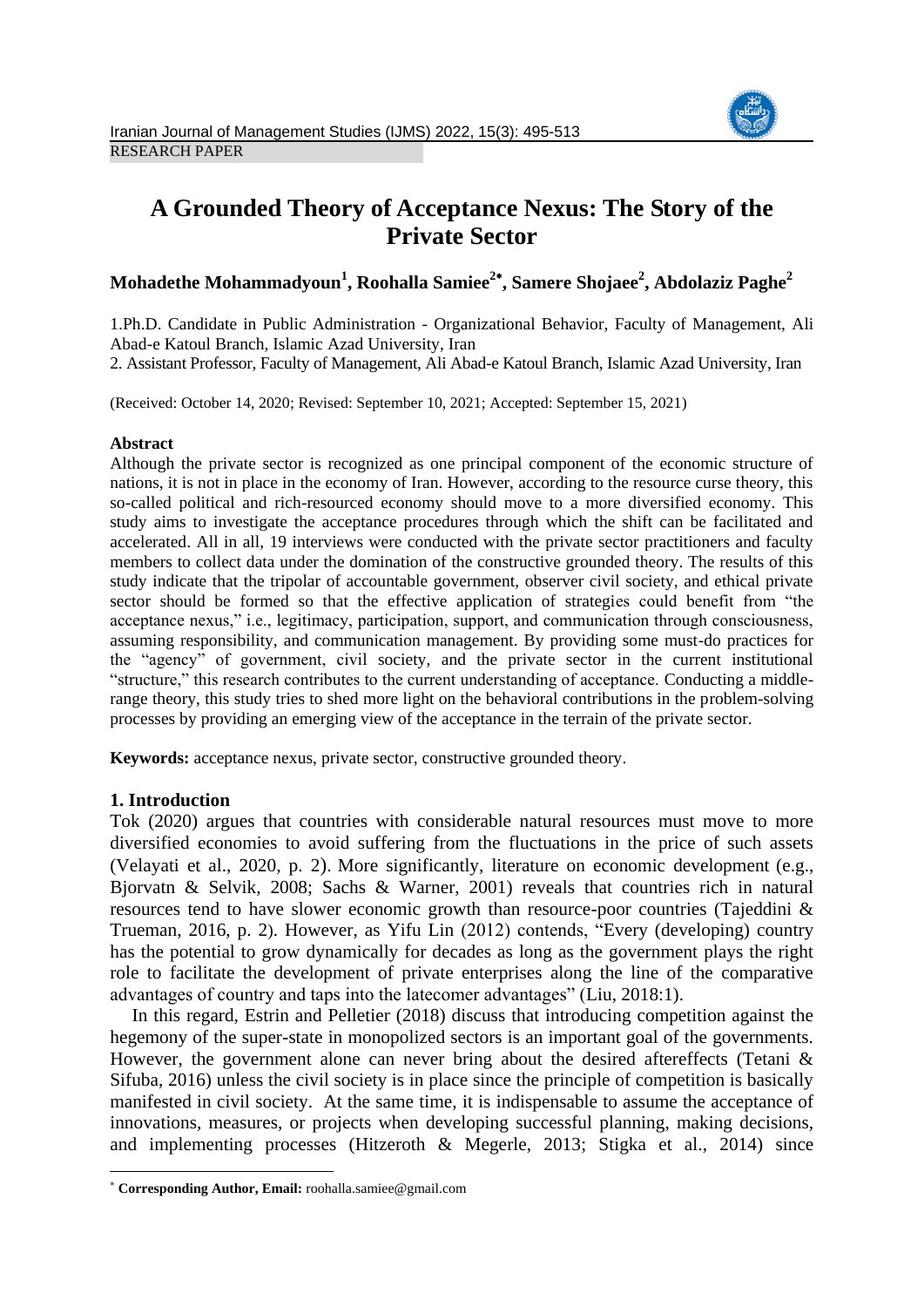RESEARCH PAPER

# A Grounded Theory of Acceptance Nexus: The Story of the Private Sector

**Mohadethe Mohammadyoun[1], Roohalla Samiee[2*], Samere Shojaee[2], Abdolaziz Paghe[2]**

1.Ph.D. Candidate in Public Administration - Organizational Behavior, Faculty of Management, Ali Abad-e Katoul Branch, Islamic Azad University, Iran

2. Assistant Professor, Faculty of Management, Ali Abad-e Katoul Branch, Islamic Azad University, Iran

(Received: October 14, 2020; Revised: September 10, 2021; Accepted: September 15, 2021)

**Abstract**

Although the private sector is recognized as one principal component of the economic structure of nations, it is not in place in the economy of Iran. However, according to the resource curse theory, this so-called political and rich-resourced economy should move to a more diversified economy. This study aims to investigate the acceptance procedures through which the shift can be facilitated and accelerated. All in all, 19 interviews were conducted with the private sector practitioners and faculty members to collect data under the domination of the constructive grounded theory. The results of this study indicate that the tripolar of accountable government, observer civil society, and ethical private sector should be formed so that the effective application of strategies could benefit from "the acceptance nexus," i.e., legitimacy, participation, support, and communication through consciousness, assuming responsibility, and communication management. By providing some must-do practices for the "agency" of government, civil society, and the private sector in the current institutional "structure," this research contributes to the current understanding of acceptance. Conducting a middle-range theory, this study tries to shed more light on the behavioral contributions in the problem-solving processes by providing an emerging view of the acceptance in the terrain of the private sector.

**Keywords:** acceptance nexus, private sector, constructive grounded theory.

## 1. Introduction

Tok (2020) argues that countries with considerable natural resources must move to more diversified economies to avoid suffering from the fluctuations in the price of such assets (Velayati et al., 2020, p. 2). More significantly, literature on economic development (e.g., Bjorvatn & Selvik, 2008; Sachs & Warner, 2001) reveals that countries rich in natural resources tend to have slower economic growth than resource-poor countries (Tajeddini & Trueman, 2016, p. 2). However, as Yifu Lin (2012) contends, "Every (developing) country has the potential to grow dynamically for decades as long as the government plays the right role to facilitate the development of private enterprises along the line of the comparative advantages of country and taps into the latecomer advantages" (Liu, 2018:1).

In this regard, Estrin and Pelletier (2018) discuss that introducing competition against the hegemony of the super-state in monopolized sectors is an important goal of the governments. However, the government alone can never bring about the desired aftereffects (Tetani & Sifuba, 2016) unless the civil society is in place since the principle of competition is basically manifested in civil society. At the same time, it is indispensable to assume the acceptance of innovations, measures, or projects when developing successful planning, making decisions, and implementing processes (Hitzeroth & Megerle, 2013; Stigka et al., 2014) since

* **Corresponding Author, Email:** roohalla.samiee@gmail.com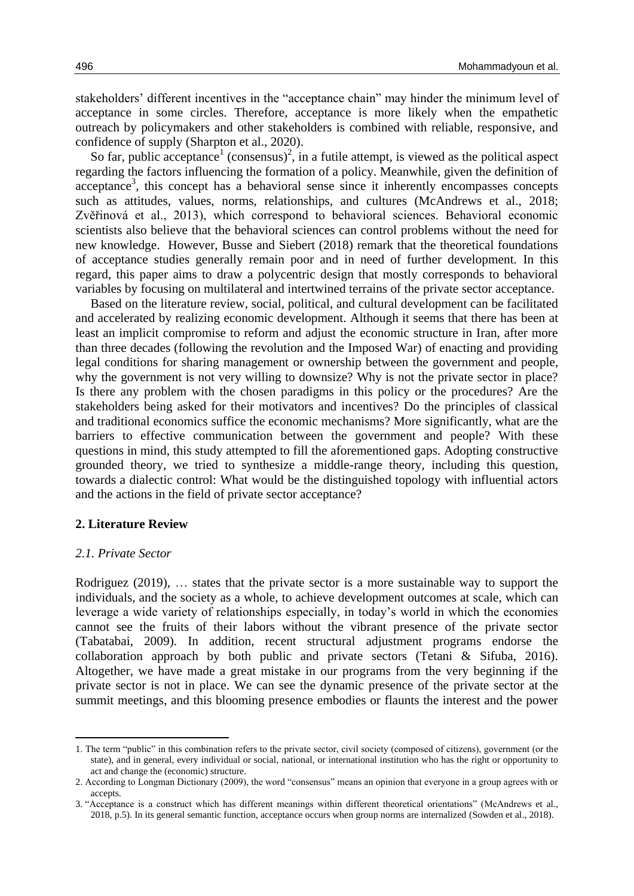stakeholders' different incentives in the "acceptance chain" may hinder the minimum level of acceptance in some circles. Therefore, acceptance is more likely when the empathetic outreach by policymakers and other stakeholders is combined with reliable, responsive, and confidence of supply (Sharpton et al., 2020).

So far, public acceptance[1] (consensus)[2], in a futile attempt, is viewed as the political aspect regarding the factors influencing the formation of a policy. Meanwhile, given the definition of acceptance[3], this concept has a behavioral sense since it inherently encompasses concepts such as attitudes, values, norms, relationships, and cultures (McAndrews et al., 2018; Zvěřinová et al., 2013), which correspond to behavioral sciences. Behavioral economic scientists also believe that the behavioral sciences can control problems without the need for new knowledge. However, Busse and Siebert (2018) remark that the theoretical foundations of acceptance studies generally remain poor and in need of further development. In this regard, this paper aims to draw a polycentric design that mostly corresponds to behavioral variables by focusing on multilateral and intertwined terrains of the private sector acceptance.

Based on the literature review, social, political, and cultural development can be facilitated and accelerated by realizing economic development. Although it seems that there has been at least an implicit compromise to reform and adjust the economic structure in Iran, after more than three decades (following the revolution and the Imposed War) of enacting and providing legal conditions for sharing management or ownership between the government and people, why the government is not very willing to downsize? Why is not the private sector in place? Is there any problem with the chosen paradigms in this policy or the procedures? Are the stakeholders being asked for their motivators and incentives? Do the principles of classical and traditional economics suffice the economic mechanisms? More significantly, what are the barriers to effective communication between the government and people? With these questions in mind, this study attempted to fill the aforementioned gaps. Adopting constructive grounded theory, we tried to synthesize a middle-range theory, including this question, towards a dialectic control: What would be the distinguished topology with influential actors and the actions in the field of private sector acceptance?

## 2. Literature Review

### *2.1. Private Sector*

Rodriguez (2019), … states that the private sector is a more sustainable way to support the individuals, and the society as a whole, to achieve development outcomes at scale, which can leverage a wide variety of relationships especially, in today's world in which the economies cannot see the fruits of their labors without the vibrant presence of the private sector (Tabatabai, 2009). In addition, recent structural adjustment programs endorse the collaboration approach by both public and private sectors (Tetani & Sifuba, 2016). Altogether, we have made a great mistake in our programs from the very beginning if the private sector is not in place. We can see the dynamic presence of the private sector at the summit meetings, and this blooming presence embodies or flaunts the interest and the power

---

1. The term "public" in this combination refers to the private sector, civil society (composed of citizens), government (or the state), and in general, every individual or social, national, or international institution who has the right or opportunity to act and change the (economic) structure.
2. According to Longman Dictionary (2009), the word "consensus" means an opinion that everyone in a group agrees with or accepts.
3. "Acceptance is a construct which has different meanings within different theoretical orientations" (McAndrews et al., 2018, p.5). In its general semantic function, acceptance occurs when group norms are internalized (Sowden et al., 2018).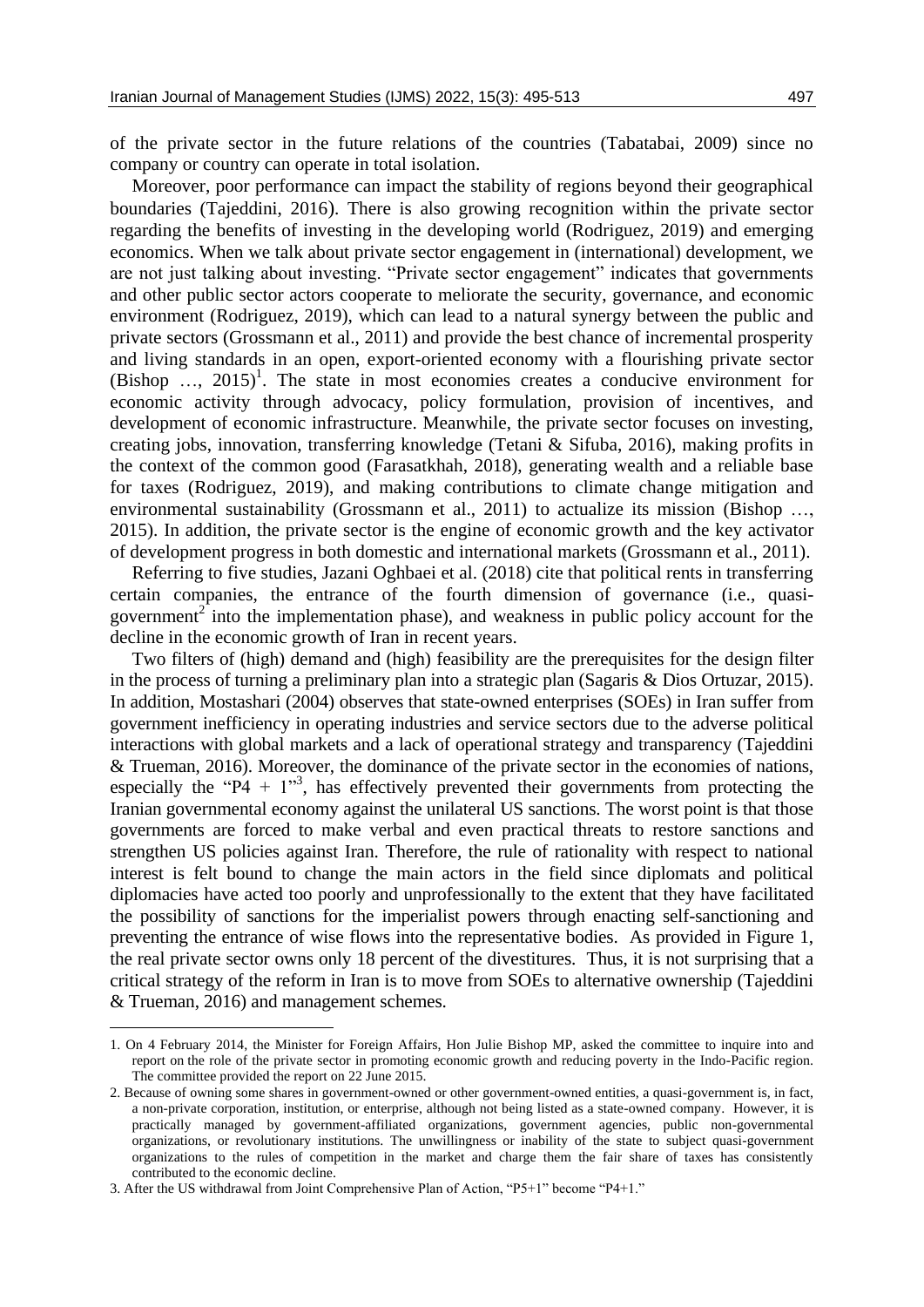of the private sector in the future relations of the countries (Tabatabai, 2009) since no company or country can operate in total isolation.

Moreover, poor performance can impact the stability of regions beyond their geographical boundaries (Tajeddini, 2016). There is also growing recognition within the private sector regarding the benefits of investing in the developing world (Rodriguez, 2019) and emerging economics. When we talk about private sector engagement in (international) development, we are not just talking about investing. "Private sector engagement" indicates that governments and other public sector actors cooperate to meliorate the security, governance, and economic environment (Rodriguez, 2019), which can lead to a natural synergy between the public and private sectors (Grossmann et al., 2011) and provide the best chance of incremental prosperity and living standards in an open, export-oriented economy with a flourishing private sector (Bishop …, 2015)[1]. The state in most economies creates a conducive environment for economic activity through advocacy, policy formulation, provision of incentives, and development of economic infrastructure. Meanwhile, the private sector focuses on investing, creating jobs, innovation, transferring knowledge (Tetani & Sifuba, 2016), making profits in the context of the common good (Farasatkhah, 2018), generating wealth and a reliable base for taxes (Rodriguez, 2019), and making contributions to climate change mitigation and environmental sustainability (Grossmann et al., 2011) to actualize its mission (Bishop …, 2015). In addition, the private sector is the engine of economic growth and the key activator of development progress in both domestic and international markets (Grossmann et al., 2011).

Referring to five studies, Jazani Oghbaei et al. (2018) cite that political rents in transferring certain companies, the entrance of the fourth dimension of governance (i.e., quasi-government[2] into the implementation phase), and weakness in public policy account for the decline in the economic growth of Iran in recent years.

Two filters of (high) demand and (high) feasibility are the prerequisites for the design filter in the process of turning a preliminary plan into a strategic plan (Sagaris & Dios Ortuzar, 2015). In addition, Mostashari (2004) observes that state-owned enterprises (SOEs) in Iran suffer from government inefficiency in operating industries and service sectors due to the adverse political interactions with global markets and a lack of operational strategy and transparency (Tajeddini & Trueman, 2016). Moreover, the dominance of the private sector in the economies of nations, especially the "P4 + 1"[3], has effectively prevented their governments from protecting the Iranian governmental economy against the unilateral US sanctions. The worst point is that those governments are forced to make verbal and even practical threats to restore sanctions and strengthen US policies against Iran. Therefore, the rule of rationality with respect to national interest is felt bound to change the main actors in the field since diplomats and political diplomacies have acted too poorly and unprofessionally to the extent that they have facilitated the possibility of sanctions for the imperialist powers through enacting self-sanctioning and preventing the entrance of wise flows into the representative bodies. As provided in Figure 1, the real private sector owns only 18 percent of the divestitures. Thus, it is not surprising that a critical strategy of the reform in Iran is to move from SOEs to alternative ownership (Tajeddini & Trueman, 2016) and management schemes.

---

1. On 4 February 2014, the Minister for Foreign Affairs, Hon Julie Bishop MP, asked the committee to inquire into and report on the role of the private sector in promoting economic growth and reducing poverty in the Indo-Pacific region. The committee provided the report on 22 June 2015.

2. Because of owning some shares in government-owned or other government-owned entities, a quasi-government is, in fact, a non-private corporation, institution, or enterprise, although not being listed as a state-owned company. However, it is practically managed by government-affiliated organizations, government agencies, public non-governmental organizations, or revolutionary institutions. The unwillingness or inability of the state to subject quasi-government organizations to the rules of competition in the market and charge them the fair share of taxes has consistently contributed to the economic decline.

3. After the US withdrawal from Joint Comprehensive Plan of Action, "P5+1" become "P4+1."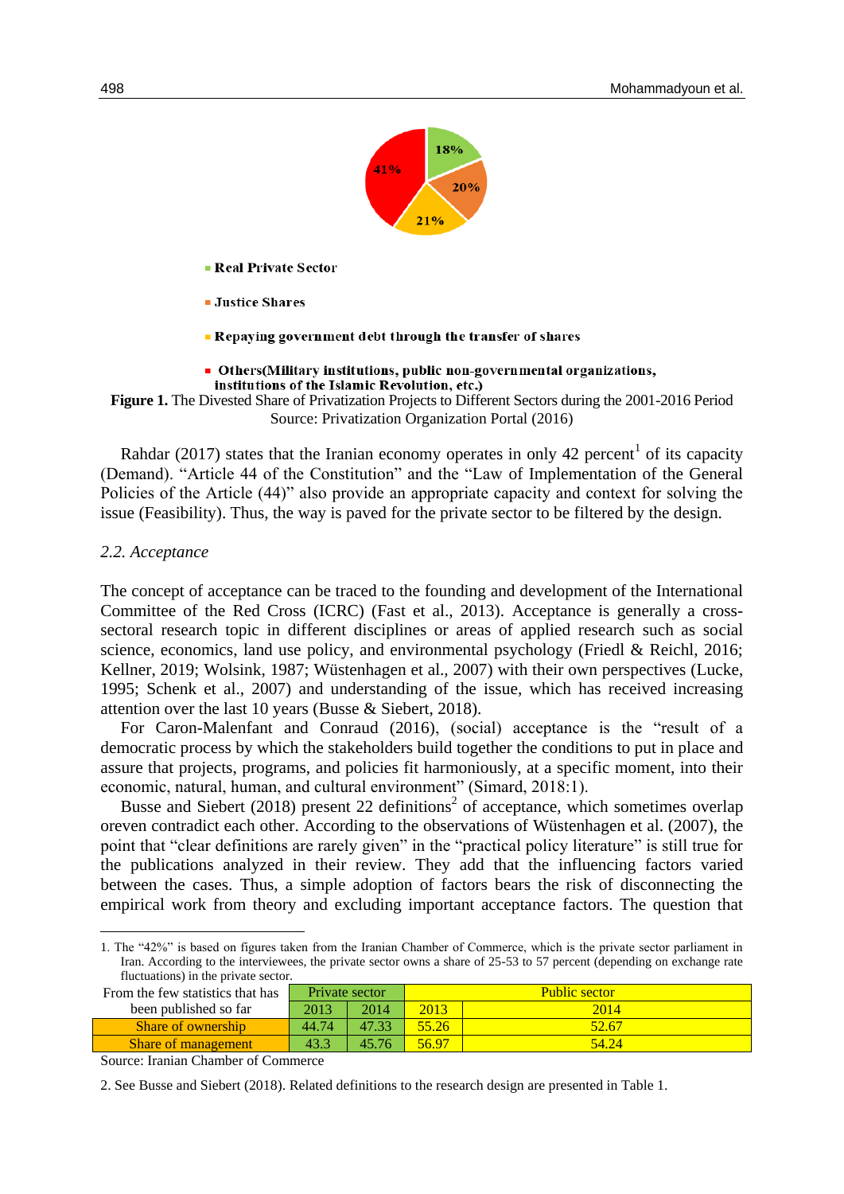18%

20%

21%

41%

- Real Private Sector
- Justice Shares
- Repaying government debt through the transfer of shares
- Others(Military institutions, public non-governmental organizations, institutions of the Islamic Revolution, etc.)

**Figure 1.** The Divested Share of Privatization Projects to Different Sectors during the 2001-2016 Period
Source: Privatization Organization Portal (2016)

Rahdar (2017) states that the Iranian economy operates in only 42 percent[1] of its capacity (Demand). "Article 44 of the Constitution" and the "Law of Implementation of the General Policies of the Article (44)" also provide an appropriate capacity and context for solving the issue (Feasibility). Thus, the way is paved for the private sector to be filtered by the design.

### *2.2. Acceptance*

The concept of acceptance can be traced to the founding and development of the International Committee of the Red Cross (ICRC) (Fast et al., 2013). Acceptance is generally a cross-sectoral research topic in different disciplines or areas of applied research such as social science, economics, land use policy, and environmental psychology (Friedl & Reichl, 2016; Kellner, 2019; Wolsink, 1987; Wüstenhagen et al., 2007) with their own perspectives (Lucke, 1995; Schenk et al., 2007) and understanding of the issue, which has received increasing attention over the last 10 years (Busse & Siebert, 2018).

For Caron-Malenfant and Conraud (2016), (social) acceptance is the "result of a democratic process by which the stakeholders build together the conditions to put in place and assure that projects, programs, and policies fit harmoniously, at a specific moment, into their economic, natural, human, and cultural environment" (Simard, 2018:1).

Busse and Siebert (2018) present 22 definitions[2] of acceptance, which sometimes overlap oreven contradict each other. According to the observations of Wüstenhagen et al. (2007), the point that "clear definitions are rarely given" in the "practical policy literature" is still true for the publications analyzed in their review. They add that the influencing factors varied between the cases. Thus, a simple adoption of factors bears the risk of disconnecting the empirical work from theory and excluding important acceptance factors. The question that

---

1. The "42%" is based on figures taken from the Iranian Chamber of Commerce, which is the private sector parliament in Iran. According to the interviewees, the private sector owns a share of 25-53 to 57 percent (depending on exchange rate fluctuations) in the private sector.

| From the few statistics that has been published so far | Private sector | | Public sector | |
|---|---|---|---|---|
| | 2013 | 2014 | 2013 | 2014 |
| Share of ownership | 44.74 | 47.33 | 55.26 | 52.67 |
| Share of management | 43.3 | 45.76 | 56.97 | 54.24 |

Source: Iranian Chamber of Commerce

2. See Busse and Siebert (2018). Related definitions to the research design are presented in Table 1.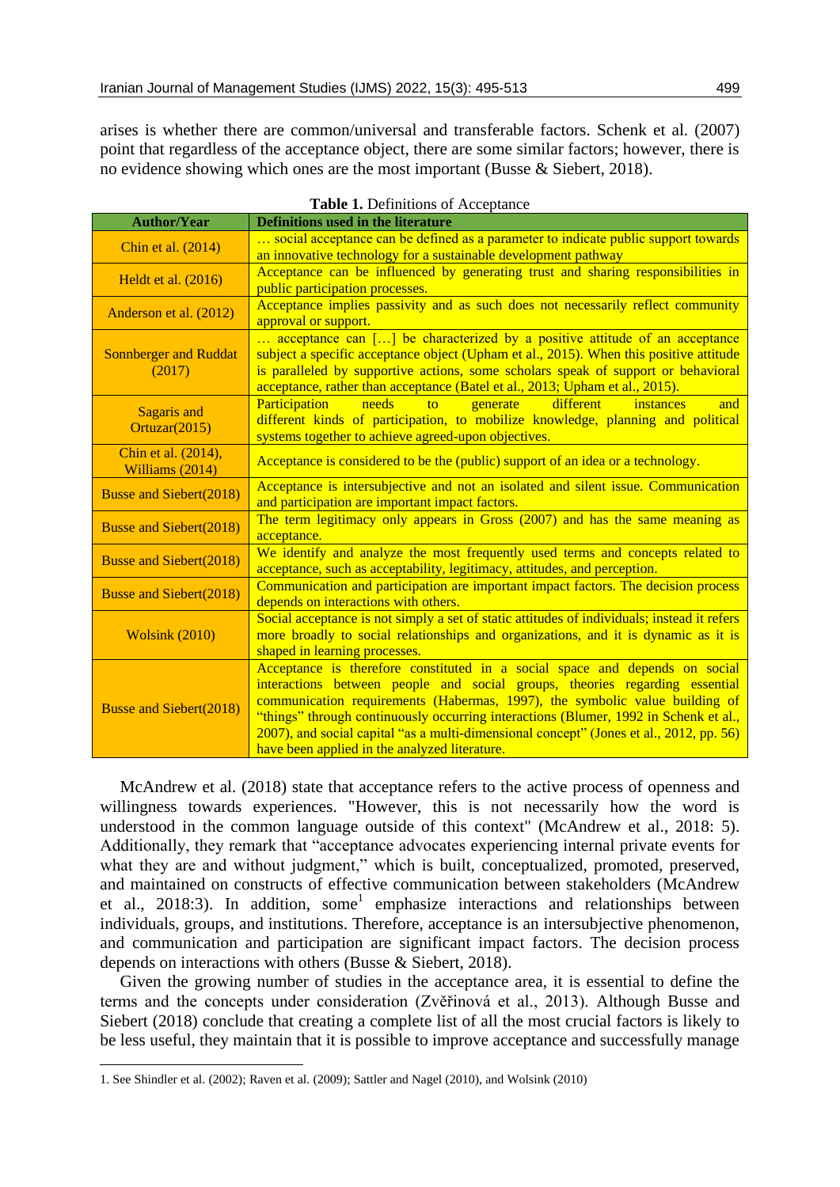arises is whether there are common/universal and transferable factors. Schenk et al. (2007) point that regardless of the acceptance object, there are some similar factors; however, there is no evidence showing which ones are the most important (Busse & Siebert, 2018).

**Table 1.** Definitions of Acceptance

| Author/Year | Definitions used in the literature |
|---|---|
| Chin et al. (2014) | … social acceptance can be defined as a parameter to indicate public support towards an innovative technology for a sustainable development pathway |
| Heldt et al. (2016) | Acceptance can be influenced by generating trust and sharing responsibilities in public participation processes. |
| Anderson et al. (2012) | Acceptance implies passivity and as such does not necessarily reflect community approval or support. |
| Sonnberger and Ruddat (2017) | … acceptance can […] be characterized by a positive attitude of an acceptance subject a specific acceptance object (Upham et al., 2015). When this positive attitude is paralleled by supportive actions, some scholars speak of support or behavioral acceptance, rather than acceptance (Batel et al., 2013; Upham et al., 2015). |
| Sagaris and Ortuzar(2015) | Participation needs to generate different instances and different kinds of participation, to mobilize knowledge, planning and political systems together to achieve agreed-upon objectives. |
| Chin et al. (2014), Williams (2014) | Acceptance is considered to be the (public) support of an idea or a technology. |
| Busse and Siebert(2018) | Acceptance is intersubjective and not an isolated and silent issue. Communication and participation are important impact factors. |
| Busse and Siebert(2018) | The term legitimacy only appears in Gross (2007) and has the same meaning as acceptance. |
| Busse and Siebert(2018) | We identify and analyze the most frequently used terms and concepts related to acceptance, such as acceptability, legitimacy, attitudes, and perception. |
| Busse and Siebert(2018) | Communication and participation are important impact factors. The decision process depends on interactions with others. |
| Wolsink (2010) | Social acceptance is not simply a set of static attitudes of individuals; instead it refers more broadly to social relationships and organizations, and it is dynamic as it is shaped in learning processes. |
| Busse and Siebert(2018) | Acceptance is therefore constituted in a social space and depends on social interactions between people and social groups, theories regarding essential communication requirements (Habermas, 1997), the symbolic value building of "things" through continuously occurring interactions (Blumer, 1992 in Schenk et al., 2007), and social capital "as a multi-dimensional concept" (Jones et al., 2012, pp. 56) have been applied in the analyzed literature. |

McAndrew et al. (2018) state that acceptance refers to the active process of openness and willingness towards experiences. "However, this is not necessarily how the word is understood in the common language outside of this context" (McAndrew et al., 2018: 5). Additionally, they remark that "acceptance advocates experiencing internal private events for what they are and without judgment," which is built, conceptualized, promoted, preserved, and maintained on constructs of effective communication between stakeholders (McAndrew et al., 2018:3). In addition, some[1] emphasize interactions and relationships between individuals, groups, and institutions. Therefore, acceptance is an intersubjective phenomenon, and communication and participation are significant impact factors. The decision process depends on interactions with others (Busse & Siebert, 2018).

Given the growing number of studies in the acceptance area, it is essential to define the terms and the concepts under consideration (Zvěřinová et al., 2013). Although Busse and Siebert (2018) conclude that creating a complete list of all the most crucial factors is likely to be less useful, they maintain that it is possible to improve acceptance and successfully manage

1. See Shindler et al. (2002); Raven et al. (2009); Sattler and Nagel (2010), and Wolsink (2010)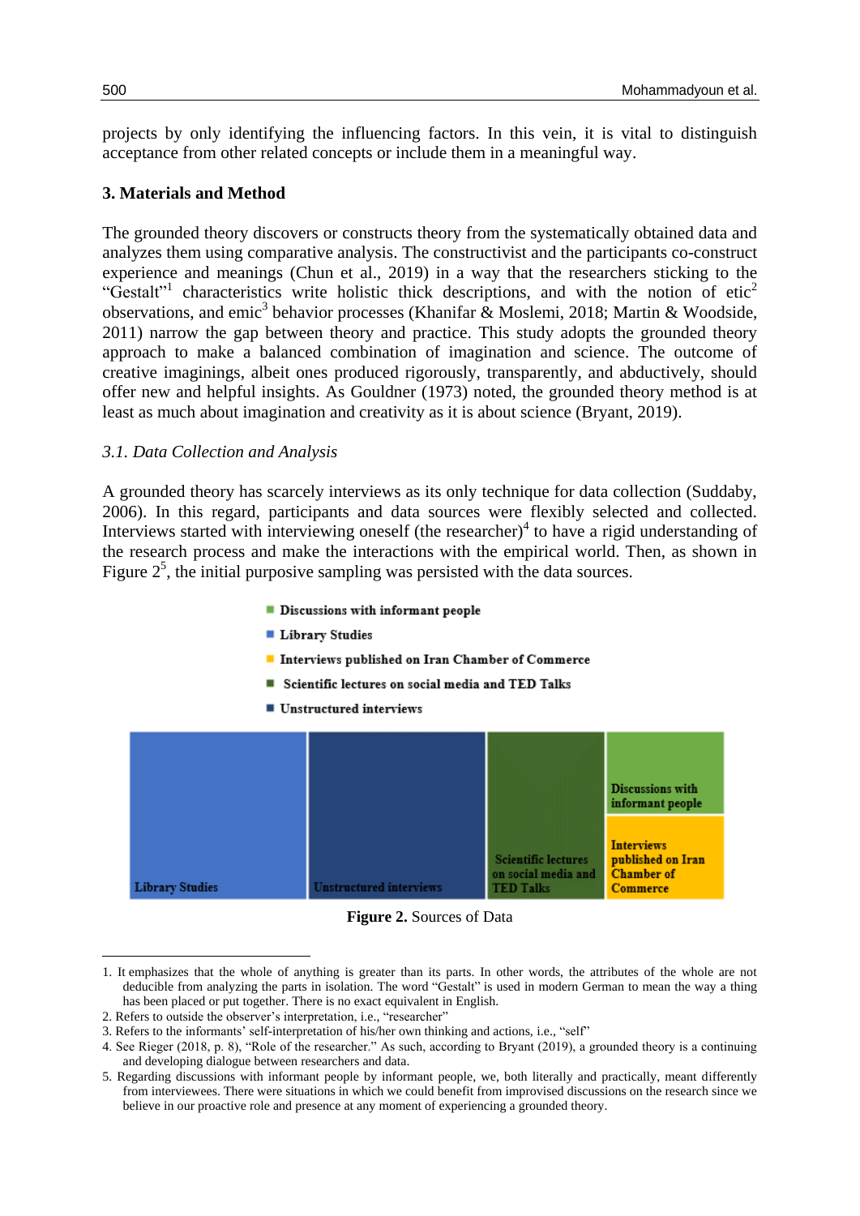projects by only identifying the influencing factors. In this vein, it is vital to distinguish acceptance from other related concepts or include them in a meaningful way.

## 3. Materials and Method

The grounded theory discovers or constructs theory from the systematically obtained data and analyzes them using comparative analysis. The constructivist and the participants co-construct experience and meanings (Chun et al., 2019) in a way that the researchers sticking to the "Gestalt"[1] characteristics write holistic thick descriptions, and with the notion of etic[2] observations, and emic[3] behavior processes (Khanifar & Moslemi, 2018; Martin & Woodside, 2011) narrow the gap between theory and practice. This study adopts the grounded theory approach to make a balanced combination of imagination and science. The outcome of creative imaginings, albeit ones produced rigorously, transparently, and abductively, should offer new and helpful insights. As Gouldner (1973) noted, the grounded theory method is at least as much about imagination and creativity as it is about science (Bryant, 2019).

### *3.1. Data Collection and Analysis*

A grounded theory has scarcely interviews as its only technique for data collection (Suddaby, 2006). In this regard, participants and data sources were flexibly selected and collected. Interviews started with interviewing oneself (the researcher)[4] to have a rigid understanding of the research process and make the interactions with the empirical world. Then, as shown in Figure 2[5], the initial purposive sampling was persisted with the data sources.

- Discussions with informant people
- Library Studies
- Interviews published on Iran Chamber of Commerce
- Scientific lectures on social media and TED Talks
- Unstructured interviews

Library Studies | Unstructured interviews | Scientific lectures on social media and TED Talks | Discussions with informant people | Interviews published on Iran Chamber of Commerce

**Figure 2.** Sources of Data

---

1. It emphasizes that the whole of anything is greater than its parts. In other words, the attributes of the whole are not deducible from analyzing the parts in isolation. The word "Gestalt" is used in modern German to mean the way a thing has been placed or put together. There is no exact equivalent in English.
2. Refers to outside the observer's interpretation, i.e., "researcher"
3. Refers to the informants' self-interpretation of his/her own thinking and actions, i.e., "self"
4. See Rieger (2018, p. 8), "Role of the researcher." As such, according to Bryant (2019), a grounded theory is a continuing and developing dialogue between researchers and data.
5. Regarding discussions with informant people by informant people, we, both literally and practically, meant differently from interviewees. There were situations in which we could benefit from improvised discussions on the research since we believe in our proactive role and presence at any moment of experiencing a grounded theory.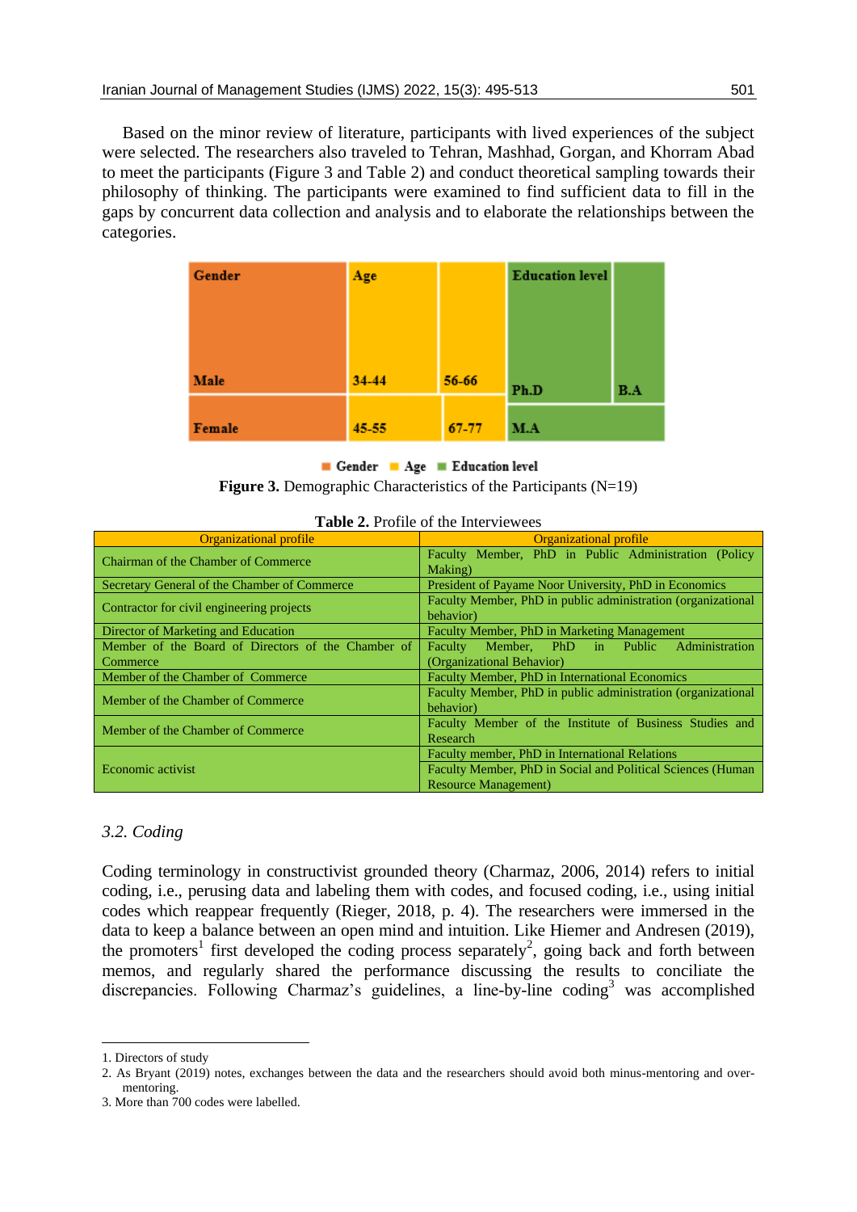Based on the minor review of literature, participants with lived experiences of the subject were selected. The researchers also traveled to Tehran, Mashhad, Gorgan, and Khorram Abad to meet the participants (Figure 3 and Table 2) and conduct theoretical sampling towards their philosophy of thinking. The participants were examined to find sufficient data to fill in the gaps by concurrent data collection and analysis and to elaborate the relationships between the categories.

| Gender | Age | | Education level | |
|---|---|---|---|---|
| Male | 34-44 | 56-66 | Ph.D | B.A |
| Female | 45-55 | 67-77 | M.A | |

■ Gender ■ Age ■ Education level

**Figure 3.** Demographic Characteristics of the Participants (N=19)

**Table 2.** Profile of the Interviewees

| Organizational profile | Organizational profile |
|---|---|
| Chairman of the Chamber of Commerce | Faculty Member, PhD in Public Administration (Policy Making) |
| Secretary General of the Chamber of Commerce | President of Payame Noor University, PhD in Economics |
| Contractor for civil engineering projects | Faculty Member, PhD in public administration (organizational behavior) |
| Director of Marketing and Education | Faculty Member, PhD in Marketing Management |
| Member of the Board of Directors of the Chamber of Commerce | Faculty Member, PhD in Public Administration (Organizational Behavior) |
| Member of the Chamber of Commerce | Faculty Member, PhD in International Economics |
| Member of the Chamber of Commerce | Faculty Member, PhD in public administration (organizational behavior) |
| Member of the Chamber of Commerce | Faculty Member of the Institute of Business Studies and Research |
| Economic activist | Faculty member, PhD in International Relations |
| | Faculty Member, PhD in Social and Political Sciences (Human Resource Management) |

### *3.2. Coding*

Coding terminology in constructivist grounded theory (Charmaz, 2006, 2014) refers to initial coding, i.e., perusing data and labeling them with codes, and focused coding, i.e., using initial codes which reappear frequently (Rieger, 2018, p. 4). The researchers were immersed in the data to keep a balance between an open mind and intuition. Like Hiemer and Andresen (2019), the promoters[1] first developed the coding process separately[2], going back and forth between memos, and regularly shared the performance discussing the results to conciliate the discrepancies. Following Charmaz's guidelines, a line-by-line coding[3] was accomplished

---

1. Directors of study
2. As Bryant (2019) notes, exchanges between the data and the researchers should avoid both minus-mentoring and over-mentoring.
3. More than 700 codes were labelled.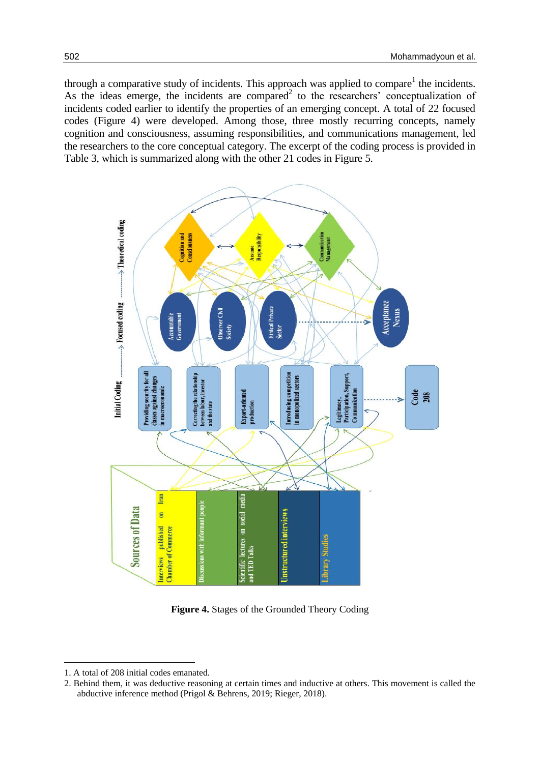through a comparative study of incidents. This approach was applied to compare[1] the incidents. As the ideas emerge, the incidents are compared[2] to the researchers' conceptualization of incidents coded earlier to identify the properties of an emerging concept. A total of 22 focused codes (Figure 4) were developed. Among those, three mostly recurring concepts, namely cognition and consciousness, assuming responsibilities, and communications management, led the researchers to the core conceptual category. The excerpt of the coding process is provided in Table 3, which is summarized along with the other 21 codes in Figure 5.

**Figure 4.** Stages of the Grounded Theory Coding

1. A total of 208 initial codes emanated.
2. Behind them, it was deductive reasoning at certain times and inductive at others. This movement is called the abductive inference method (Prigol & Behrens, 2019; Rieger, 2018).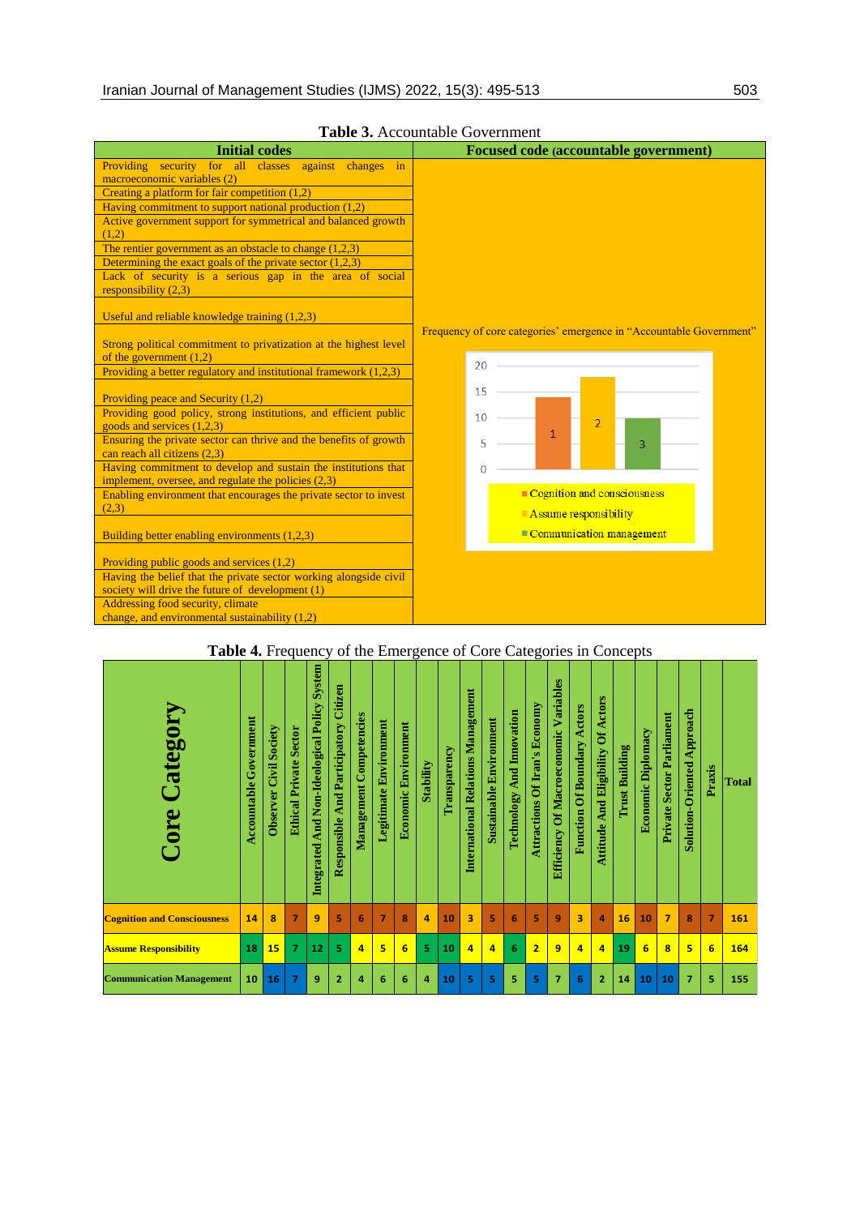**Table 3.** Accountable Government

| Initial codes | Focused code (accountable government) |
|---|---|
| Providing security for all classes against changes in macroeconomic variables (2) | Frequency of core categories' emergence in "Accountable Government" |
| Creating a platform for fair competition (1,2) | |
| Having commitment to support national production (1,2) | |
| Active government support for symmetrical and balanced growth (1,2) | |
| The rentier government as an obstacle to change (1,2,3) | |
| Determining the exact goals of the private sector (1,2,3) | |
| Lack of security is a serious gap in the area of social responsibility (2,3) | |
| Useful and reliable knowledge training (1,2,3) | |
| Strong political commitment to privatization at the highest level of the government (1,2) | |
| Providing a better regulatory and institutional framework (1,2,3) | |
| Providing peace and Security (1,2) | |
| Providing good policy, strong institutions, and efficient public goods and services (1,2,3) | |
| Ensuring the private sector can thrive and the benefits of growth can reach all citizens (2,3) | |
| Having commitment to develop and sustain the institutions that implement, oversee, and regulate the policies (2,3) | |
| Enabling environment that encourages the private sector to invest (2,3) | |
| Building better enabling environments (1,2,3) | |
| Providing public goods and services (1,2) | |
| Having the belief that the private sector working alongside civil society will drive the future of development (1) | |
| Addressing food security, climate change, and environmental sustainability (1,2) | |

**Table 4.** Frequency of the Emergence of Core Categories in Concepts

| Core Category | Accountable Government | Observer Civil Society | Ethical Private Sector | Integrated And Non-Ideological Policy System | Responsible And Participatory Citizen | Management Competencies | Legitimate Environment | Economic Environment | Stability | Transparency | International Relations Management | Sustainable Environment | Technology And Innovation | Attractions Of Iran's Economy | Efficiency Of Macroeconomic Variables | Function Of Boundary Actors | Attitude And Eligibility Of Actors | Trust Building | Economic Diplomacy | Private Sector Parliament | Solution-Oriented Approach | Praxis | Total |
|---|---|---|---|---|---|---|---|---|---|---|---|---|---|---|---|---|---|---|---|---|---|---|---|
| Cognition and Consciousness | 14 | 8 | 7 | 9 | 5 | 6 | 7 | 8 | 4 | 10 | 3 | 5 | 6 | 5 | 9 | 3 | 4 | 16 | 10 | 7 | 8 | 7 | 161 |
| Assume Responsibility | 18 | 15 | 7 | 12 | 5 | 4 | 5 | 6 | 5 | 10 | 4 | 4 | 6 | 2 | 9 | 4 | 4 | 19 | 6 | 8 | 5 | 6 | 164 |
| Communication Management | 10 | 16 | 7 | 9 | 2 | 4 | 6 | 6 | 4 | 10 | 5 | 5 | 5 | 5 | 7 | 6 | 2 | 14 | 10 | 10 | 7 | 5 | 155 |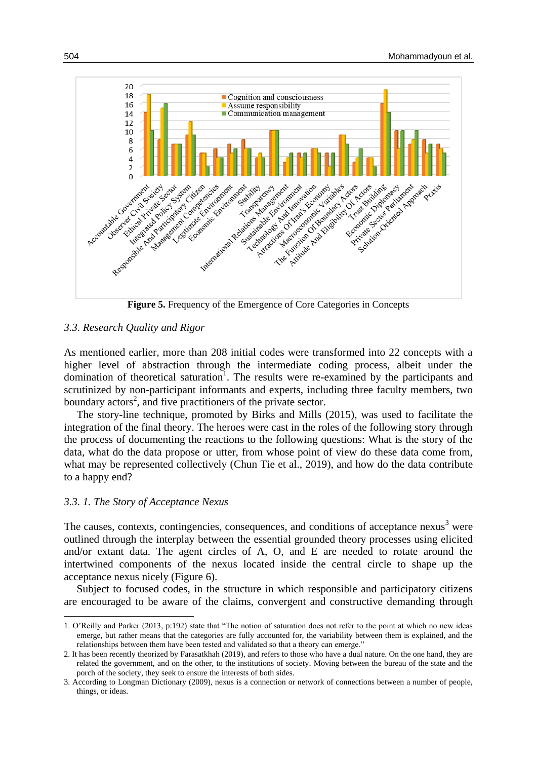Figure 5. Frequency of the Emergence of Core Categories in Concepts

### 3.3. Research Quality and Rigor

As mentioned earlier, more than 208 initial codes were transformed into 22 concepts with a higher level of abstraction through the intermediate coding process, albeit under the domination of theoretical saturation[1]. The results were re-examined by the participants and scrutinized by non-participant informants and experts, including three faculty members, two boundary actors[2], and five practitioners of the private sector.

The story-line technique, promoted by Birks and Mills (2015), was used to facilitate the integration of the final theory. The heroes were cast in the roles of the following story through the process of documenting the reactions to the following questions: What is the story of the data, what do the data propose or utter, from whose point of view do these data come from, what may be represented collectively (Chun Tie et al., 2019), and how do the data contribute to a happy end?

#### 3.3. 1. The Story of Acceptance Nexus

The causes, contexts, contingencies, consequences, and conditions of acceptance nexus[3] were outlined through the interplay between the essential grounded theory processes using elicited and/or extant data. The agent circles of A, O, and E are needed to rotate around the intertwined components of the nexus located inside the central circle to shape up the acceptance nexus nicely (Figure 6).

Subject to focused codes, in the structure in which responsible and participatory citizens are encouraged to be aware of the claims, convergent and constructive demanding through

---

1. O'Reilly and Parker (2013, p:192) state that "The notion of saturation does not refer to the point at which no new ideas emerge, but rather means that the categories are fully accounted for, the variability between them is explained, and the relationships between them have been tested and validated so that a theory can emerge."
2. It has been recently theorized by Farasatkhah (2019), and refers to those who have a dual nature. On the one hand, they are related the government, and on the other, to the institutions of society. Moving between the bureau of the state and the porch of the society, they seek to ensure the interests of both sides.
3. According to Longman Dictionary (2009), nexus is a connection or network of connections between a number of people, things, or ideas.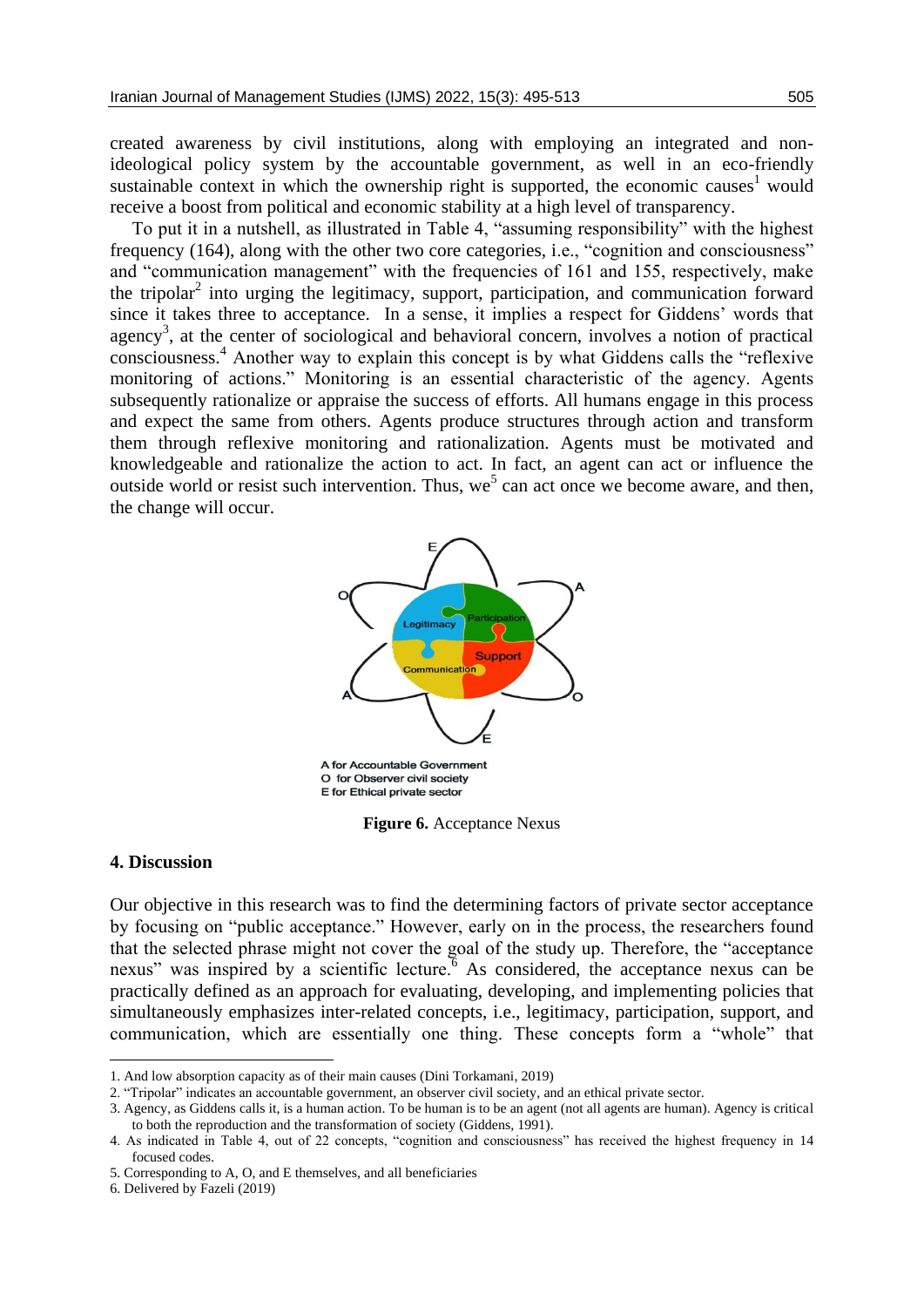created awareness by civil institutions, along with employing an integrated and non-ideological policy system by the accountable government, as well in an eco-friendly sustainable context in which the ownership right is supported, the economic causes[1] would receive a boost from political and economic stability at a high level of transparency.

To put it in a nutshell, as illustrated in Table 4, "assuming responsibility" with the highest frequency (164), along with the other two core categories, i.e., "cognition and consciousness" and "communication management" with the frequencies of 161 and 155, respectively, make the tripolar[2] into urging the legitimacy, support, participation, and communication forward since it takes three to acceptance. In a sense, it implies a respect for Giddens' words that agency[3], at the center of sociological and behavioral concern, involves a notion of practical consciousness.[4] Another way to explain this concept is by what Giddens calls the "reflexive monitoring of actions." Monitoring is an essential characteristic of the agency. Agents subsequently rationalize or appraise the success of efforts. All humans engage in this process and expect the same from others. Agents produce structures through action and transform them through reflexive monitoring and rationalization. Agents must be motivated and knowledgeable and rationalize the action to act. In fact, an agent can act or influence the outside world or resist such intervention. Thus, we[5] can act once we become aware, and then, the change will occur.

A for Accountable Government
O for Observer civil society
E for Ethical private sector

**Figure 6.** Acceptance Nexus

## 4. Discussion

Our objective in this research was to find the determining factors of private sector acceptance by focusing on "public acceptance." However, early on in the process, the researchers found that the selected phrase might not cover the goal of the study up. Therefore, the "acceptance nexus" was inspired by a scientific lecture.[6] As considered, the acceptance nexus can be practically defined as an approach for evaluating, developing, and implementing policies that simultaneously emphasizes inter-related concepts, i.e., legitimacy, participation, support, and communication, which are essentially one thing. These concepts form a "whole" that

---

1. And low absorption capacity as of their main causes (Dini Torkamani, 2019)
2. "Tripolar" indicates an accountable government, an observer civil society, and an ethical private sector.
3. Agency, as Giddens calls it, is a human action. To be human is to be an agent (not all agents are human). Agency is critical to both the reproduction and the transformation of society (Giddens, 1991).
4. As indicated in Table 4, out of 22 concepts, "cognition and consciousness" has received the highest frequency in 14 focused codes.
5. Corresponding to A, O, and E themselves, and all beneficiaries
6. Delivered by Fazeli (2019)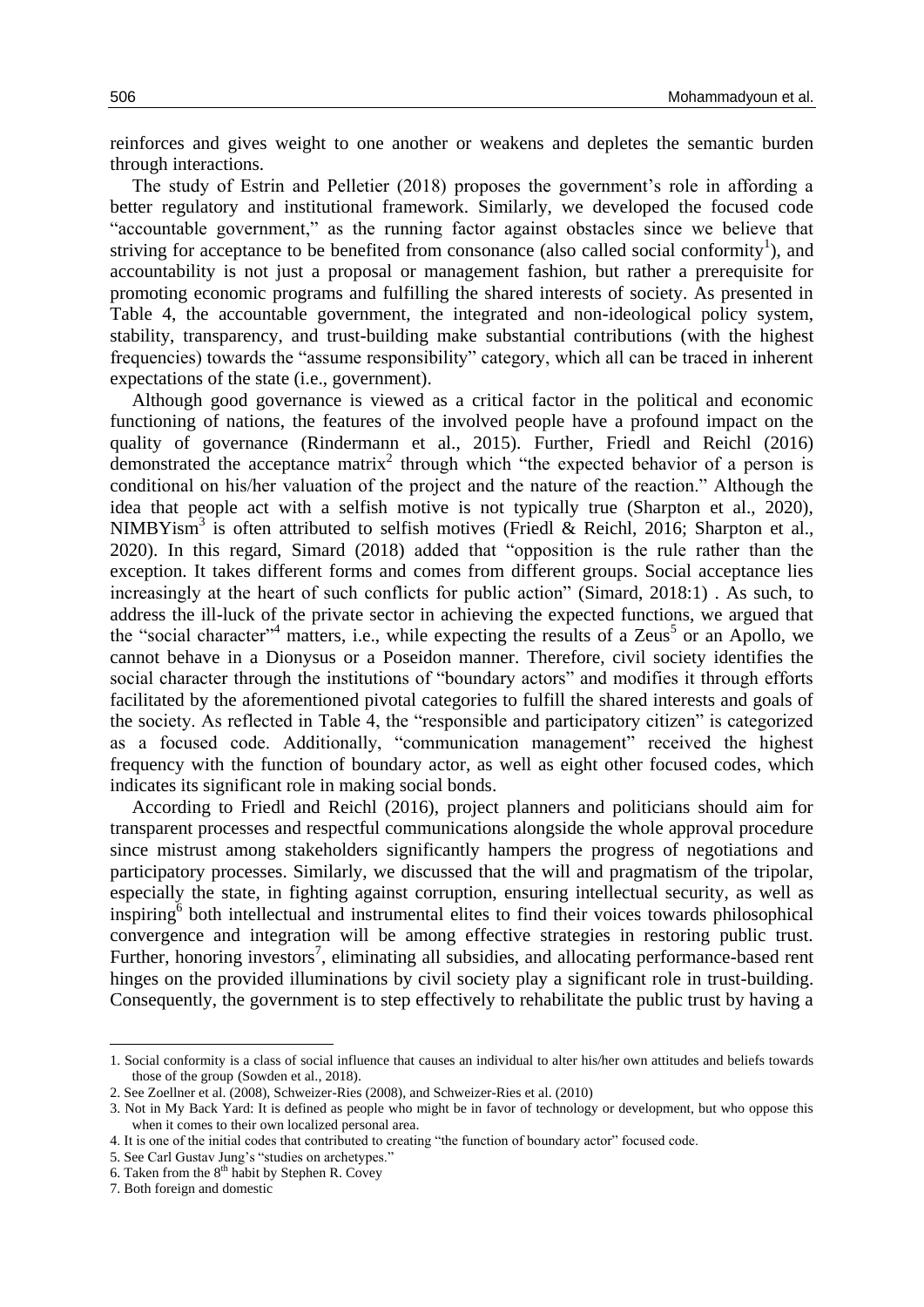reinforces and gives weight to one another or weakens and depletes the semantic burden through interactions.

The study of Estrin and Pelletier (2018) proposes the government's role in affording a better regulatory and institutional framework. Similarly, we developed the focused code "accountable government," as the running factor against obstacles since we believe that striving for acceptance to be benefited from consonance (also called social conformity[1]), and accountability is not just a proposal or management fashion, but rather a prerequisite for promoting economic programs and fulfilling the shared interests of society. As presented in Table 4, the accountable government, the integrated and non-ideological policy system, stability, transparency, and trust-building make substantial contributions (with the highest frequencies) towards the "assume responsibility" category, which all can be traced in inherent expectations of the state (i.e., government).

Although good governance is viewed as a critical factor in the political and economic functioning of nations, the features of the involved people have a profound impact on the quality of governance (Rindermann et al., 2015). Further, Friedl and Reichl (2016) demonstrated the acceptance matrix[2] through which "the expected behavior of a person is conditional on his/her valuation of the project and the nature of the reaction." Although the idea that people act with a selfish motive is not typically true (Sharpton et al., 2020), NIMBYism[3] is often attributed to selfish motives (Friedl & Reichl, 2016; Sharpton et al., 2020). In this regard, Simard (2018) added that "opposition is the rule rather than the exception. It takes different forms and comes from different groups. Social acceptance lies increasingly at the heart of such conflicts for public action" (Simard, 2018:1) . As such, to address the ill-luck of the private sector in achieving the expected functions, we argued that the "social character"[4] matters, i.e., while expecting the results of a Zeus[5] or an Apollo, we cannot behave in a Dionysus or a Poseidon manner. Therefore, civil society identifies the social character through the institutions of "boundary actors" and modifies it through efforts facilitated by the aforementioned pivotal categories to fulfill the shared interests and goals of the society. As reflected in Table 4, the "responsible and participatory citizen" is categorized as a focused code. Additionally, "communication management" received the highest frequency with the function of boundary actor, as well as eight other focused codes, which indicates its significant role in making social bonds.

According to Friedl and Reichl (2016), project planners and politicians should aim for transparent processes and respectful communications alongside the whole approval procedure since mistrust among stakeholders significantly hampers the progress of negotiations and participatory processes. Similarly, we discussed that the will and pragmatism of the tripolar, especially the state, in fighting against corruption, ensuring intellectual security, as well as inspiring[6] both intellectual and instrumental elites to find their voices towards philosophical convergence and integration will be among effective strategies in restoring public trust. Further, honoring investors[7], eliminating all subsidies, and allocating performance-based rent hinges on the provided illuminations by civil society play a significant role in trust-building. Consequently, the government is to step effectively to rehabilitate the public trust by having a

---

1. Social conformity is a class of social influence that causes an individual to alter his/her own attitudes and beliefs towards those of the group (Sowden et al., 2018).
2. See Zoellner et al. (2008), Schweizer-Ries (2008), and Schweizer-Ries et al. (2010)
3. Not in My Back Yard: It is defined as people who might be in favor of technology or development, but who oppose this when it comes to their own localized personal area.
4. It is one of the initial codes that contributed to creating "the function of boundary actor" focused code.
5. See Carl Gustav Jung's "studies on archetypes."
6. Taken from the 8th habit by Stephen R. Covey
7. Both foreign and domestic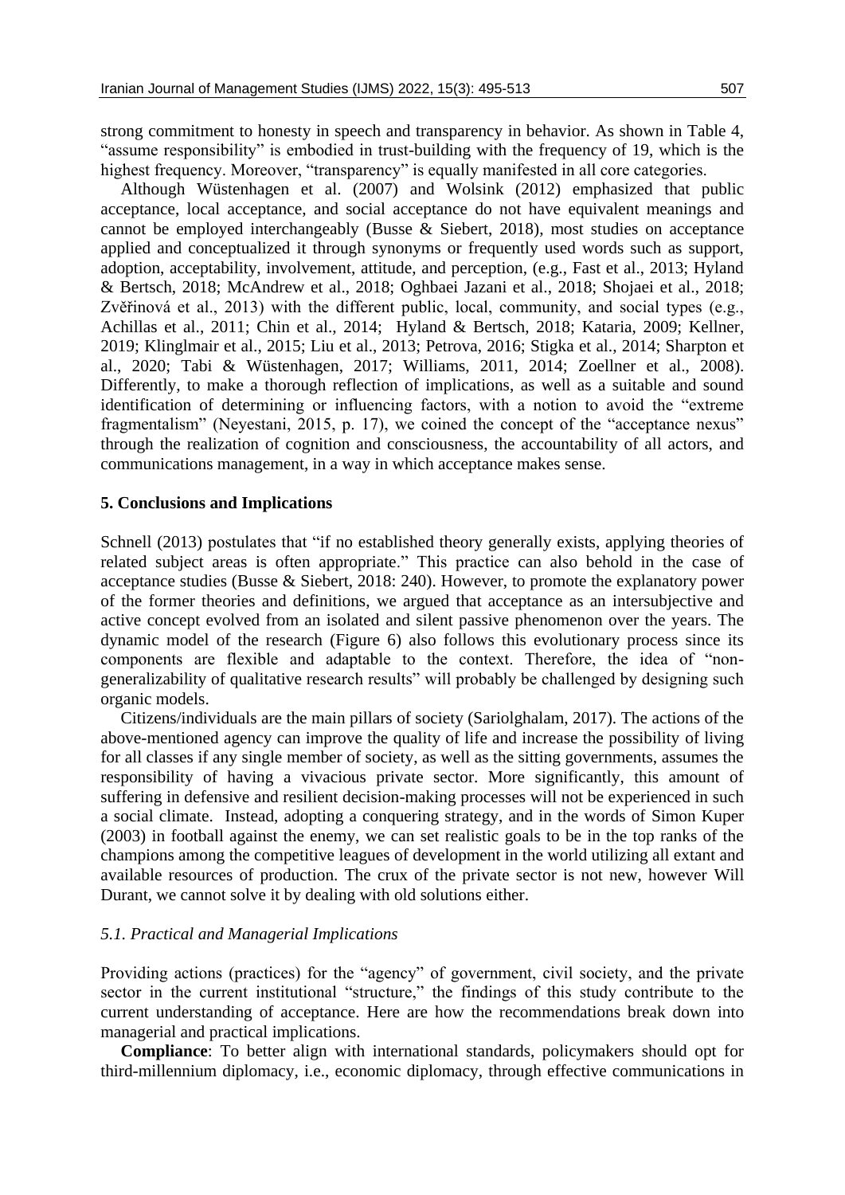strong commitment to honesty in speech and transparency in behavior. As shown in Table 4, "assume responsibility" is embodied in trust-building with the frequency of 19, which is the highest frequency. Moreover, "transparency" is equally manifested in all core categories.

Although Wüstenhagen et al. (2007) and Wolsink (2012) emphasized that public acceptance, local acceptance, and social acceptance do not have equivalent meanings and cannot be employed interchangeably (Busse & Siebert, 2018), most studies on acceptance applied and conceptualized it through synonyms or frequently used words such as support, adoption, acceptability, involvement, attitude, and perception, (e.g., Fast et al., 2013; Hyland & Bertsch, 2018; McAndrew et al., 2018; Oghbaei Jazani et al., 2018; Shojaei et al., 2018; Zvěřinová et al., 2013) with the different public, local, community, and social types (e.g., Achillas et al., 2011; Chin et al., 2014; Hyland & Bertsch, 2018; Kataria, 2009; Kellner, 2019; Klinglmair et al., 2015; Liu et al., 2013; Petrova, 2016; Stigka et al., 2014; Sharpton et al., 2020; Tabi & Wüstenhagen, 2017; Williams, 2011, 2014; Zoellner et al., 2008). Differently, to make a thorough reflection of implications, as well as a suitable and sound identification of determining or influencing factors, with a notion to avoid the "extreme fragmentalism" (Neyestani, 2015, p. 17), we coined the concept of the "acceptance nexus" through the realization of cognition and consciousness, the accountability of all actors, and communications management, in a way in which acceptance makes sense.

## 5. Conclusions and Implications

Schnell (2013) postulates that "if no established theory generally exists, applying theories of related subject areas is often appropriate." This practice can also behold in the case of acceptance studies (Busse & Siebert, 2018: 240). However, to promote the explanatory power of the former theories and definitions, we argued that acceptance as an intersubjective and active concept evolved from an isolated and silent passive phenomenon over the years. The dynamic model of the research (Figure 6) also follows this evolutionary process since its components are flexible and adaptable to the context. Therefore, the idea of "non-generalizability of qualitative research results" will probably be challenged by designing such organic models.

Citizens/individuals are the main pillars of society (Sariolghalam, 2017). The actions of the above-mentioned agency can improve the quality of life and increase the possibility of living for all classes if any single member of society, as well as the sitting governments, assumes the responsibility of having a vivacious private sector. More significantly, this amount of suffering in defensive and resilient decision-making processes will not be experienced in such a social climate. Instead, adopting a conquering strategy, and in the words of Simon Kuper (2003) in football against the enemy, we can set realistic goals to be in the top ranks of the champions among the competitive leagues of development in the world utilizing all extant and available resources of production. The crux of the private sector is not new, however Will Durant, we cannot solve it by dealing with old solutions either.

### *5.1. Practical and Managerial Implications*

Providing actions (practices) for the "agency" of government, civil society, and the private sector in the current institutional "structure," the findings of this study contribute to the current understanding of acceptance. Here are how the recommendations break down into managerial and practical implications.

**Compliance**: To better align with international standards, policymakers should opt for third-millennium diplomacy, i.e., economic diplomacy, through effective communications in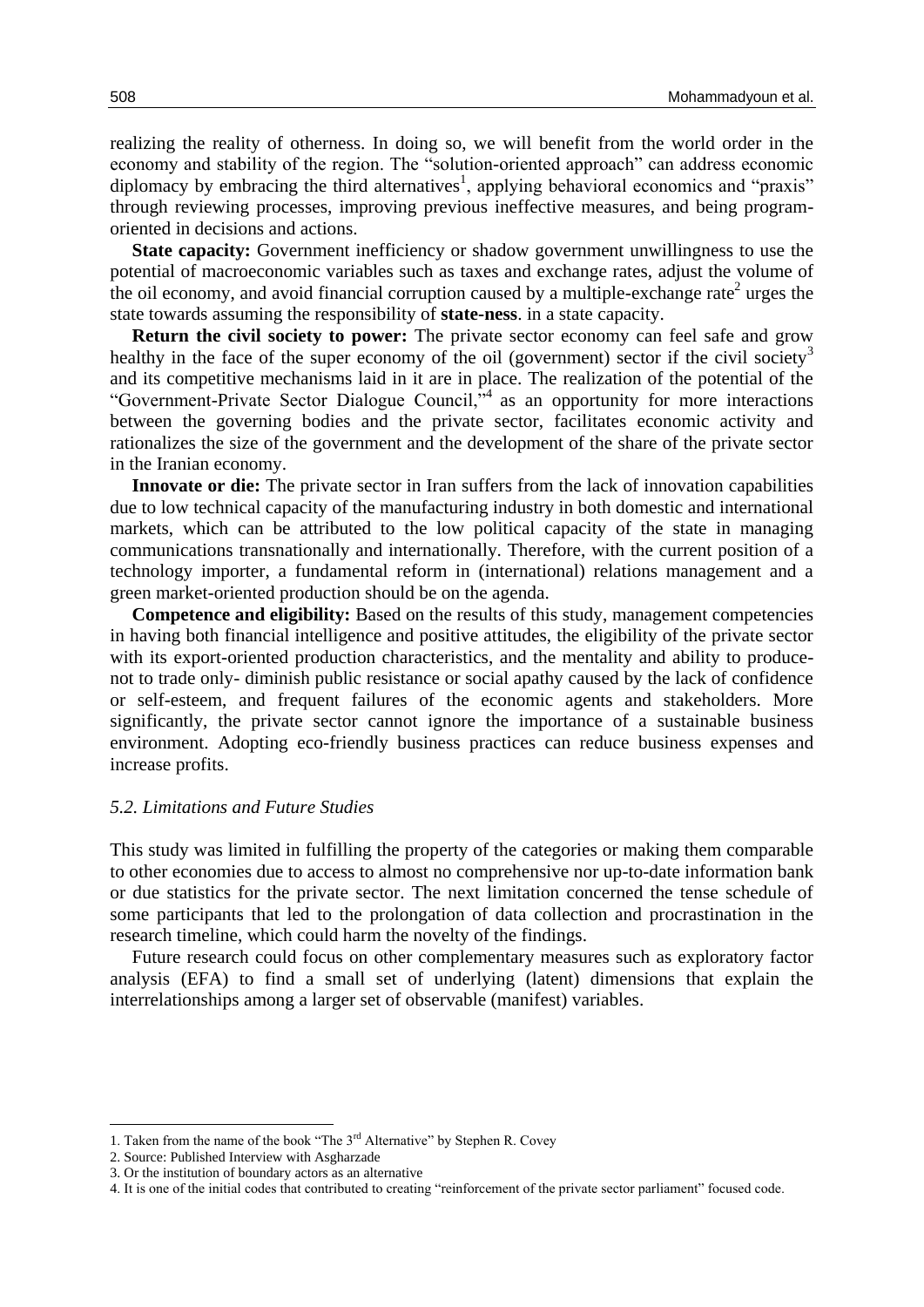realizing the reality of otherness. In doing so, we will benefit from the world order in the economy and stability of the region. The "solution-oriented approach" can address economic diplomacy by embracing the third alternatives[1], applying behavioral economics and "praxis" through reviewing processes, improving previous ineffective measures, and being program-oriented in decisions and actions.

**State capacity:** Government inefficiency or shadow government unwillingness to use the potential of macroeconomic variables such as taxes and exchange rates, adjust the volume of the oil economy, and avoid financial corruption caused by a multiple-exchange rate[2] urges the state towards assuming the responsibility of **state-ness**. in a state capacity.

**Return the civil society to power:** The private sector economy can feel safe and grow healthy in the face of the super economy of the oil (government) sector if the civil society[3] and its competitive mechanisms laid in it are in place. The realization of the potential of the "Government-Private Sector Dialogue Council,"[4] as an opportunity for more interactions between the governing bodies and the private sector, facilitates economic activity and rationalizes the size of the government and the development of the share of the private sector in the Iranian economy.

**Innovate or die:** The private sector in Iran suffers from the lack of innovation capabilities due to low technical capacity of the manufacturing industry in both domestic and international markets, which can be attributed to the low political capacity of the state in managing communications transnationally and internationally. Therefore, with the current position of a technology importer, a fundamental reform in (international) relations management and a green market-oriented production should be on the agenda.

**Competence and eligibility:** Based on the results of this study, management competencies in having both financial intelligence and positive attitudes, the eligibility of the private sector with its export-oriented production characteristics, and the mentality and ability to produce-not to trade only- diminish public resistance or social apathy caused by the lack of confidence or self-esteem, and frequent failures of the economic agents and stakeholders. More significantly, the private sector cannot ignore the importance of a sustainable business environment. Adopting eco-friendly business practices can reduce business expenses and increase profits.

### *5.2. Limitations and Future Studies*

This study was limited in fulfilling the property of the categories or making them comparable to other economies due to access to almost no comprehensive nor up-to-date information bank or due statistics for the private sector. The next limitation concerned the tense schedule of some participants that led to the prolongation of data collection and procrastination in the research timeline, which could harm the novelty of the findings.

Future research could focus on other complementary measures such as exploratory factor analysis (EFA) to find a small set of underlying (latent) dimensions that explain the interrelationships among a larger set of observable (manifest) variables.

---

1. Taken from the name of the book "The 3rd Alternative" by Stephen R. Covey
2. Source: Published Interview with Asgharzade
3. Or the institution of boundary actors as an alternative
4. It is one of the initial codes that contributed to creating "reinforcement of the private sector parliament" focused code.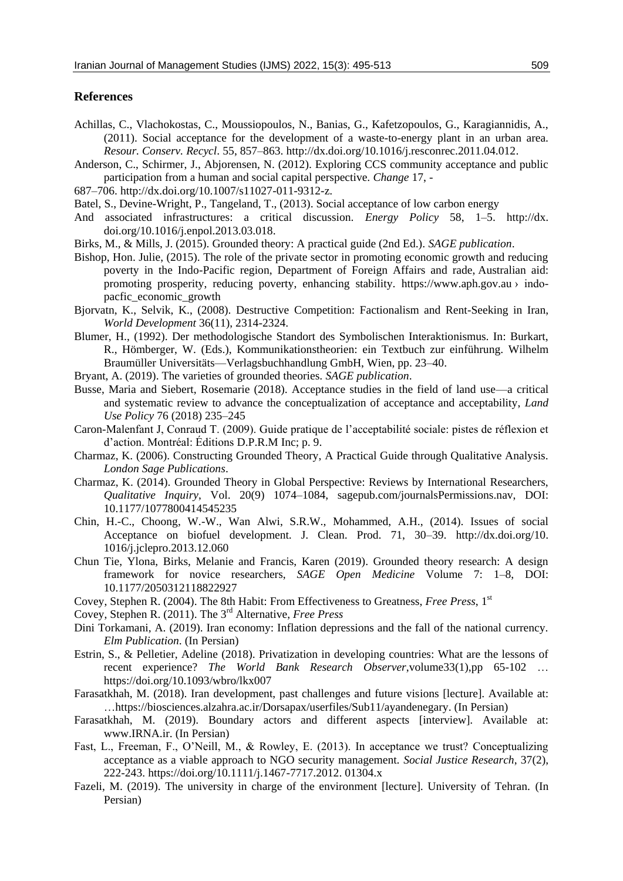## References

Achillas, C., Vlachokostas, C., Moussiopoulos, N., Banias, G., Kafetzopoulos, G., Karagiannidis, A., (2011). Social acceptance for the development of a waste-to-energy plant in an urban area. *Resour. Conserv. Recycl*. 55, 857–863. http://dx.doi.org/10.1016/j.resconrec.2011.04.012.

Anderson, C., Schirmer, J., Abjorensen, N. (2012). Exploring CCS community acceptance and public participation from a human and social capital perspective. *Change* 17, -

687–706. http://dx.doi.org/10.1007/s11027-011-9312-z.

Batel, S., Devine-Wright, P., Tangeland, T., (2013). Social acceptance of low carbon energy

And associated infrastructures: a critical discussion. *Energy Policy* 58, 1–5. http://dx.doi.org/10.1016/j.enpol.2013.03.018.

Birks, M., & Mills, J. (2015). Grounded theory: A practical guide (2nd Ed.). *SAGE publication*.

Bishop, Hon. Julie, (2015). The role of the private sector in promoting economic growth and reducing poverty in the Indo-Pacific region, Department of Foreign Affairs and rade, Australian aid: promoting prosperity, reducing poverty, enhancing stability. https://www.aph.gov.au › indo-pacfic_economic_growth

Bjorvatn, K., Selvik, K., (2008). Destructive Competition: Factionalism and Rent-Seeking in Iran, *World Development* 36(11), 2314-2324.

Blumer, H., (1992). Der methodologische Standort des Symbolischen Interaktionismus. In: Burkart, R., Hömberger, W. (Eds.), Kommunikationstheorien: ein Textbuch zur einführung. Wilhelm Braumüller Universitäts—Verlagsbuchhandlung GmbH, Wien, pp. 23–40.

Bryant, A. (2019). The varieties of grounded theories. *SAGE publication*.

Busse, Maria and Siebert, Rosemarie (2018). Acceptance studies in the field of land use—a critical and systematic review to advance the conceptualization of acceptance and acceptability, *Land Use Policy* 76 (2018) 235–245

Caron-Malenfant J, Conraud T. (2009). Guide pratique de l'acceptabilité sociale: pistes de réflexion et d'action. Montréal: Éditions D.P.R.M Inc; p. 9.

Charmaz, K. (2006). Constructing Grounded Theory, A Practical Guide through Qualitative Analysis. *London Sage Publications*.

Charmaz, K. (2014). Grounded Theory in Global Perspective: Reviews by International Researchers, *Qualitative Inquiry*, Vol. 20(9) 1074–1084, sagepub.com/journalsPermissions.nav, DOI: 10.1177/1077800414545235

Chin, H.-C., Choong, W.-W., Wan Alwi, S.R.W., Mohammed, A.H., (2014). Issues of social Acceptance on biofuel development. J. Clean. Prod. 71, 30–39. http://dx.doi.org/10.1016/j.jclepro.2013.12.060

Chun Tie, Ylona, Birks, Melanie and Francis, Karen (2019). Grounded theory research: A design framework for novice researchers, *SAGE Open Medicine* Volume 7: 1–8, DOI: 10.1177/2050312118822927

Covey, Stephen R. (2004). The 8th Habit: From Effectiveness to Greatness, *Free Press*, 1st

Covey, Stephen R. (2011). The 3rd Alternative, *Free Press*

Dini Torkamani, A. (2019). Iran economy: Inflation depressions and the fall of the national currency. *Elm Publication*. (In Persian)

Estrin, S., & Pelletier, Adeline (2018). Privatization in developing countries: What are the lessons of recent experience? *The World Bank Research Observer*,volume33(1),pp 65-102 … https://doi.org/10.1093/wbro/lkx007

Farasatkhah, M. (2018). Iran development, past challenges and future visions [lecture]. Available at: …https://biosciences.alzahra.ac.ir/Dorsapax/userfiles/Sub11/ayandenegary. (In Persian)

Farasatkhah, M. (2019). Boundary actors and different aspects [interview]. Available at: www.IRNA.ir. (In Persian)

Fast, L., Freeman, F., O'Neill, M., & Rowley, E. (2013). In acceptance we trust? Conceptualizing acceptance as a viable approach to NGO security management. *Social Justice Research*, 37(2), 222-243. https://doi.org/10.1111/j.1467-7717.2012. 01304.x

Fazeli, M. (2019). The university in charge of the environment [lecture]. University of Tehran. (In Persian)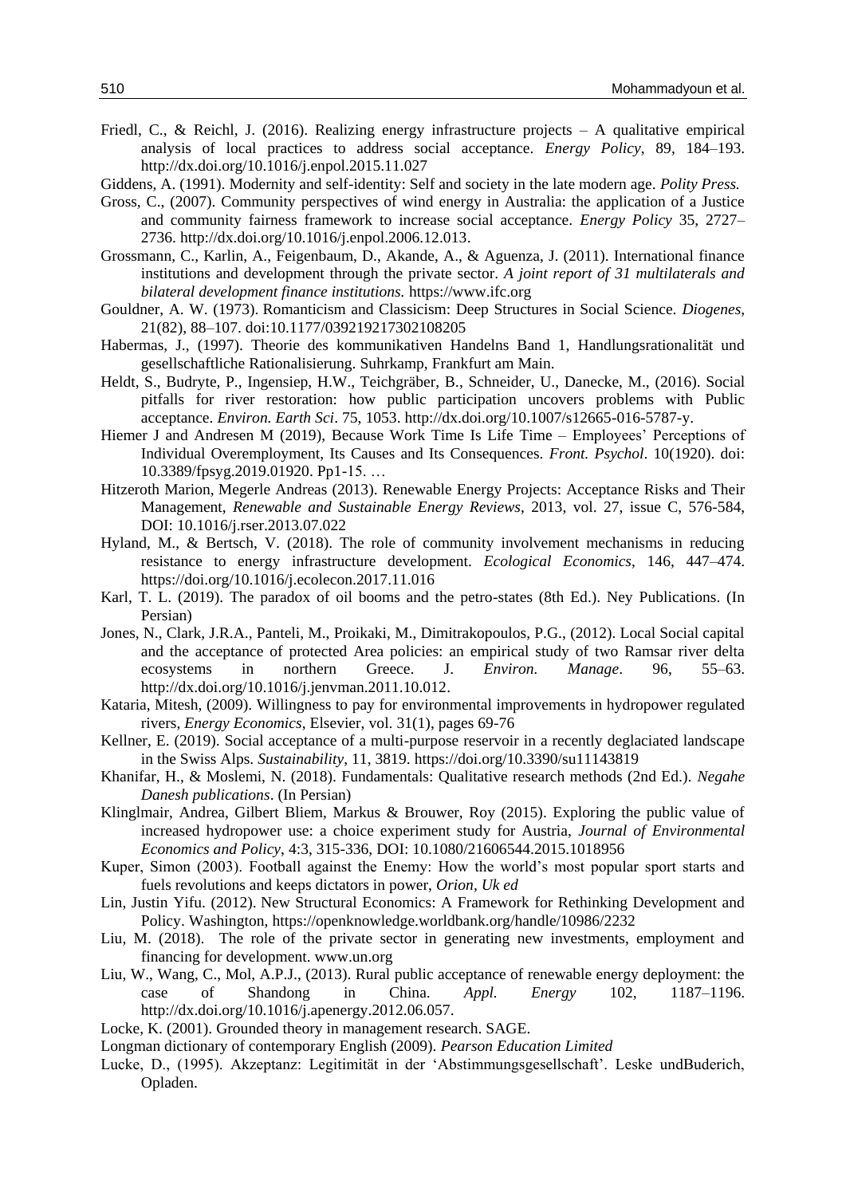Friedl, C., & Reichl, J. (2016). Realizing energy infrastructure projects – A qualitative empirical analysis of local practices to address social acceptance. *Energy Policy*, 89, 184–193. http://dx.doi.org/10.1016/j.enpol.2015.11.027

Giddens, A. (1991). Modernity and self-identity: Self and society in the late modern age. *Polity Press.*

Gross, C., (2007). Community perspectives of wind energy in Australia: the application of a Justice and community fairness framework to increase social acceptance. *Energy Policy* 35, 2727–2736. http://dx.doi.org/10.1016/j.enpol.2006.12.013.

Grossmann, C., Karlin, A., Feigenbaum, D., Akande, A., & Aguenza, J. (2011). International finance institutions and development through the private sector. *A joint report of 31 multilaterals and bilateral development finance institutions.* https://www.ifc.org

Gouldner, A. W. (1973). Romanticism and Classicism: Deep Structures in Social Science. *Diogenes*, 21(82), 88–107. doi:10.1177/039219217302108205

Habermas, J., (1997). Theorie des kommunikativen Handelns Band 1, Handlungsrationalität und gesellschaftliche Rationalisierung. Suhrkamp, Frankfurt am Main.

Heldt, S., Budryte, P., Ingensiep, H.W., Teichgräber, B., Schneider, U., Danecke, M., (2016). Social pitfalls for river restoration: how public participation uncovers problems with Public acceptance. *Environ. Earth Sci*. 75, 1053. http://dx.doi.org/10.1007/s12665-016-5787-y.

Hiemer J and Andresen M (2019), Because Work Time Is Life Time – Employees' Perceptions of Individual Overemployment, Its Causes and Its Consequences. *Front. Psychol*. 10(1920). doi: 10.3389/fpsyg.2019.01920. Pp1-15. …

Hitzeroth Marion, Megerle Andreas (2013). Renewable Energy Projects: Acceptance Risks and Their Management, *Renewable and Sustainable Energy Reviews*, 2013, vol. 27, issue C, 576-584, DOI: 10.1016/j.rser.2013.07.022

Hyland, M., & Bertsch, V. (2018). The role of community involvement mechanisms in reducing resistance to energy infrastructure development. *Ecological Economics*, 146, 447–474. https://doi.org/10.1016/j.ecolecon.2017.11.016

Karl, T. L. (2019). The paradox of oil booms and the petro-states (8th Ed.). Ney Publications. (In Persian)

Jones, N., Clark, J.R.A., Panteli, M., Proikaki, M., Dimitrakopoulos, P.G., (2012). Local Social capital and the acceptance of protected Area policies: an empirical study of two Ramsar river delta ecosystems in northern Greece. J. *Environ. Manage*. 96, 55–63. http://dx.doi.org/10.1016/j.jenvman.2011.10.012.

Kataria, Mitesh, (2009). Willingness to pay for environmental improvements in hydropower regulated rivers, *Energy Economics*, Elsevier, vol. 31(1), pages 69-76

Kellner, E. (2019). Social acceptance of a multi-purpose reservoir in a recently deglaciated landscape in the Swiss Alps. *Sustainability*, 11, 3819. https://doi.org/10.3390/su11143819

Khanifar, H., & Moslemi, N. (2018). Fundamentals: Qualitative research methods (2nd Ed.). *Negahe Danesh publications*. (In Persian)

Klinglmair, Andrea, Gilbert Bliem, Markus & Brouwer, Roy (2015). Exploring the public value of increased hydropower use: a choice experiment study for Austria, *Journal of Environmental Economics and Policy*, 4:3, 315-336, DOI: 10.1080/21606544.2015.1018956

Kuper, Simon (2003). Football against the Enemy: How the world's most popular sport starts and fuels revolutions and keeps dictators in power, *Orion, Uk ed*

Lin, Justin Yifu. (2012). New Structural Economics: A Framework for Rethinking Development and Policy. Washington, https://openknowledge.worldbank.org/handle/10986/2232

Liu, M. (2018). The role of the private sector in generating new investments, employment and financing for development. www.un.org

Liu, W., Wang, C., Mol, A.P.J., (2013). Rural public acceptance of renewable energy deployment: the case of Shandong in China. *Appl. Energy* 102, 1187–1196. http://dx.doi.org/10.1016/j.apenergy.2012.06.057.

Locke, K. (2001). Grounded theory in management research. SAGE.

Longman dictionary of contemporary English (2009). *Pearson Education Limited*

Lucke, D., (1995). Akzeptanz: Legitimität in der 'Abstimmungsgesellschaft'. Leske undBuderich, Opladen.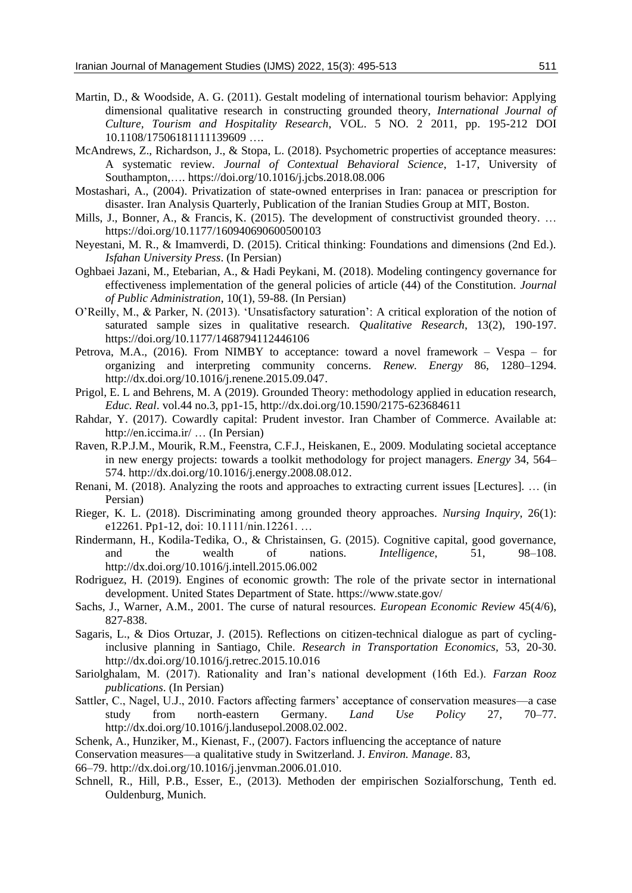Martin, D., & Woodside, A. G. (2011). Gestalt modeling of international tourism behavior: Applying dimensional qualitative research in constructing grounded theory, *International Journal of Culture, Tourism and Hospitality Research*, VOL. 5 NO. 2 2011, pp. 195-212 DOI 10.1108/17506181111139609 ….

McAndrews, Z., Richardson, J., & Stopa, L. (2018). Psychometric properties of acceptance measures: A systematic review. *Journal of Contextual Behavioral Science*, 1-17, University of Southampton,…. https://doi.org/10.1016/j.jcbs.2018.08.006

Mostashari, A., (2004). Privatization of state-owned enterprises in Iran: panacea or prescription for disaster. Iran Analysis Quarterly, Publication of the Iranian Studies Group at MIT, Boston.

Mills, J., Bonner, A., & Francis, K. (2015). The development of constructivist grounded theory. … https://doi.org/10.1177/160940690600500103

Neyestani, M. R., & Imamverdi, D. (2015). Critical thinking: Foundations and dimensions (2nd Ed.). *Isfahan University Press*. (In Persian)

Oghbaei Jazani, M., Etebarian, A., & Hadi Peykani, M. (2018). Modeling contingency governance for effectiveness implementation of the general policies of article (44) of the Constitution. *Journal of Public Administration*, 10(1), 59-88. (In Persian)

O'Reilly, M., & Parker, N. (2013). 'Unsatisfactory saturation': A critical exploration of the notion of saturated sample sizes in qualitative research. *Qualitative Research*, 13(2), 190-197. https://doi.org/10.1177/1468794112446106

Petrova, M.A., (2016). From NIMBY to acceptance: toward a novel framework – Vespa – for organizing and interpreting community concerns. *Renew. Energy* 86, 1280–1294. http://dx.doi.org/10.1016/j.renene.2015.09.047.

Prigol, E. L and Behrens, M. A (2019). Grounded Theory: methodology applied in education research, *Educ. Real*. vol.44 no.3, pp1-15, http://dx.doi.org/10.1590/2175-623684611

Rahdar, Y. (2017). Cowardly capital: Prudent investor. Iran Chamber of Commerce. Available at: http://en.iccima.ir/ … (In Persian)

Raven, R.P.J.M., Mourik, R.M., Feenstra, C.F.J., Heiskanen, E., 2009. Modulating societal acceptance in new energy projects: towards a toolkit methodology for project managers. *Energy* 34, 564–574. http://dx.doi.org/10.1016/j.energy.2008.08.012.

Renani, M. (2018). Analyzing the roots and approaches to extracting current issues [Lectures]. … (in Persian)

Rieger, K. L. (2018). Discriminating among grounded theory approaches. *Nursing Inquiry*, 26(1): e12261. Pp1-12, doi: 10.1111/nin.12261. …

Rindermann, H., Kodila-Tedika, O., & Christainsen, G. (2015). Cognitive capital, good governance, and the wealth of nations. *Intelligence*, 51, 98–108. http://dx.doi.org/10.1016/j.intell.2015.06.002

Rodriguez, H. (2019). Engines of economic growth: The role of the private sector in international development. United States Department of State. https://www.state.gov/

Sachs, J., Warner, A.M., 2001. The curse of natural resources. *European Economic Review* 45(4/6), 827-838.

Sagaris, L., & Dios Ortuzar, J. (2015). Reflections on citizen-technical dialogue as part of cycling-inclusive planning in Santiago, Chile. *Research in Transportation Economics*, 53, 20-30. http://dx.doi.org/10.1016/j.retrec.2015.10.016

Sariolghalam, M. (2017). Rationality and Iran's national development (16th Ed.). *Farzan Rooz publications*. (In Persian)

Sattler, C., Nagel, U.J., 2010. Factors affecting farmers' acceptance of conservation measures—a case study from north-eastern Germany. *Land Use Policy* 27, 70–77. http://dx.doi.org/10.1016/j.landusepol.2008.02.002.

Schenk, A., Hunziker, M., Kienast, F., (2007). Factors influencing the acceptance of nature Conservation measures—a qualitative study in Switzerland. J. *Environ. Manage*. 83, 66–79. http://dx.doi.org/10.1016/j.jenvman.2006.01.010.

Schnell, R., Hill, P.B., Esser, E., (2013). Methoden der empirischen Sozialforschung, Tenth ed. Ouldenburg, Munich.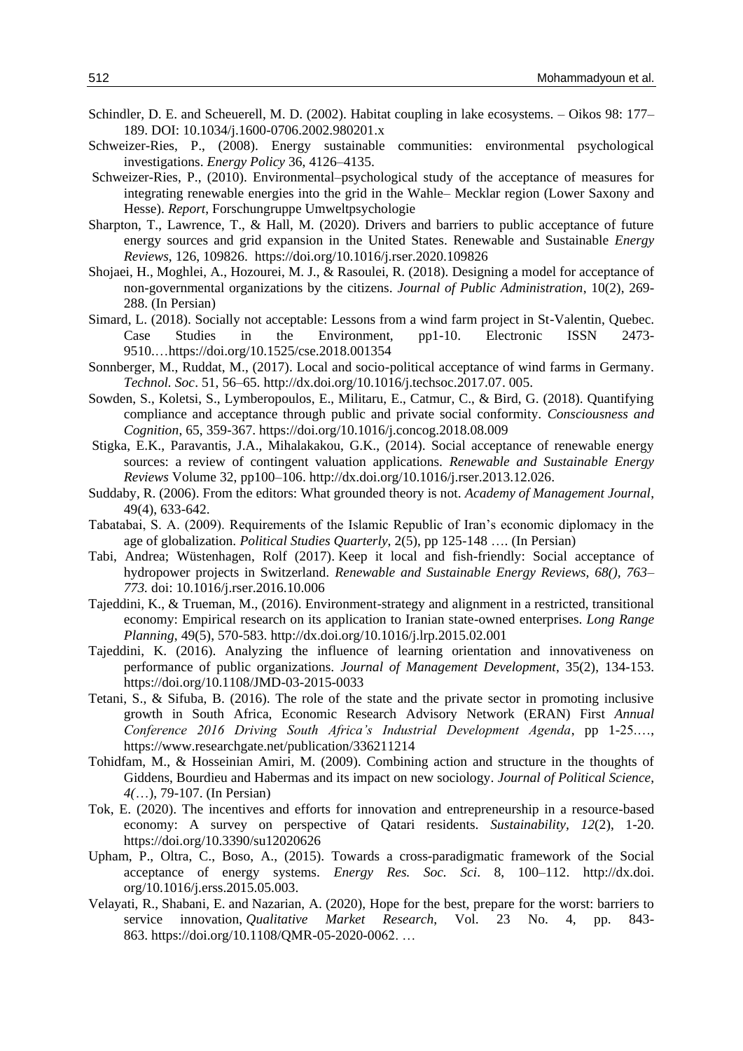Schindler, D. E. and Scheuerell, M. D. (2002). Habitat coupling in lake ecosystems. – Oikos 98: 177–189. DOI: 10.1034/j.1600-0706.2002.980201.x

Schweizer-Ries, P., (2008). Energy sustainable communities: environmental psychological investigations. *Energy Policy* 36, 4126–4135.

Schweizer-Ries, P., (2010). Environmental–psychological study of the acceptance of measures for integrating renewable energies into the grid in the Wahle– Mecklar region (Lower Saxony and Hesse). *Report*, Forschungruppe Umweltpsychologie

Sharpton, T., Lawrence, T., & Hall, M. (2020). Drivers and barriers to public acceptance of future energy sources and grid expansion in the United States. Renewable and Sustainable *Energy Reviews*, 126, 109826. https://doi.org/10.1016/j.rser.2020.109826

Shojaei, H., Moghlei, A., Hozourei, M. J., & Rasoulei, R. (2018). Designing a model for acceptance of non-governmental organizations by the citizens. *Journal of Public Administration*, 10(2), 269-288. (In Persian)

Simard, L. (2018). Socially not acceptable: Lessons from a wind farm project in St-Valentin, Quebec. Case Studies in the Environment, pp1-10. Electronic ISSN 2473-9510.…https://doi.org/10.1525/cse.2018.001354

Sonnberger, M., Ruddat, M., (2017). Local and socio-political acceptance of wind farms in Germany. *Technol. Soc*. 51, 56–65. http://dx.doi.org/10.1016/j.techsoc.2017.07. 005.

Sowden, S., Koletsi, S., Lymberopoulos, E., Militaru, E., Catmur, C., & Bird, G. (2018). Quantifying compliance and acceptance through public and private social conformity. *Consciousness and Cognition*, 65, 359-367. https://doi.org/10.1016/j.concog.2018.08.009

Stigka, E.K., Paravantis, J.A., Mihalakakou, G.K., (2014). Social acceptance of renewable energy sources: a review of contingent valuation applications. *Renewable and Sustainable Energy Reviews* Volume 32, pp100–106. http://dx.doi.org/10.1016/j.rser.2013.12.026.

Suddaby, R. (2006). From the editors: What grounded theory is not. *Academy of Management Journal*, 49(4), 633-642.

Tabatabai, S. A. (2009). Requirements of the Islamic Republic of Iran's economic diplomacy in the age of globalization. *Political Studies Quarterly*, 2(5), pp 125-148 …. (In Persian)

Tabi, Andrea; Wüstenhagen, Rolf (2017). Keep it local and fish-friendly: Social acceptance of hydropower projects in Switzerland. *Renewable and Sustainable Energy Reviews, 68(), 763–773.* doi: 10.1016/j.rser.2016.10.006

Tajeddini, K., & Trueman, M., (2016). Environment-strategy and alignment in a restricted, transitional economy: Empirical research on its application to Iranian state-owned enterprises. *Long Range Planning*, 49(5), 570-583. http://dx.doi.org/10.1016/j.lrp.2015.02.001

Tajeddini, K. (2016). Analyzing the influence of learning orientation and innovativeness on performance of public organizations. *Journal of Management Development*, 35(2), 134-153. https://doi.org/10.1108/JMD-03-2015-0033

Tetani, S., & Sifuba, B. (2016). The role of the state and the private sector in promoting inclusive growth in South Africa, Economic Research Advisory Network (ERAN) First *Annual Conference 2016 Driving South Africa's Industrial Development Agenda*, pp 1-25.…, https://www.researchgate.net/publication/336211214

Tohidfam, M., & Hosseinian Amiri, M. (2009). Combining action and structure in the thoughts of Giddens, Bourdieu and Habermas and its impact on new sociology. *Journal of Political Science, 4(*…), 79-107. (In Persian)

Tok, E. (2020). The incentives and efforts for innovation and entrepreneurship in a resource-based economy: A survey on perspective of Qatari residents. *Sustainability*, *12*(2), 1-20. https://doi.org/10.3390/su12020626

Upham, P., Oltra, C., Boso, A., (2015). Towards a cross-paradigmatic framework of the Social acceptance of energy systems. *Energy Res. Soc. Sci*. 8, 100–112. http://dx.doi. org/10.1016/j.erss.2015.05.003.

Velayati, R., Shabani, E. and Nazarian, A. (2020), Hope for the best, prepare for the worst: barriers to service innovation, *Qualitative Market Research*, Vol. 23 No. 4, pp. 843-863. https://doi.org/10.1108/QMR-05-2020-0062. …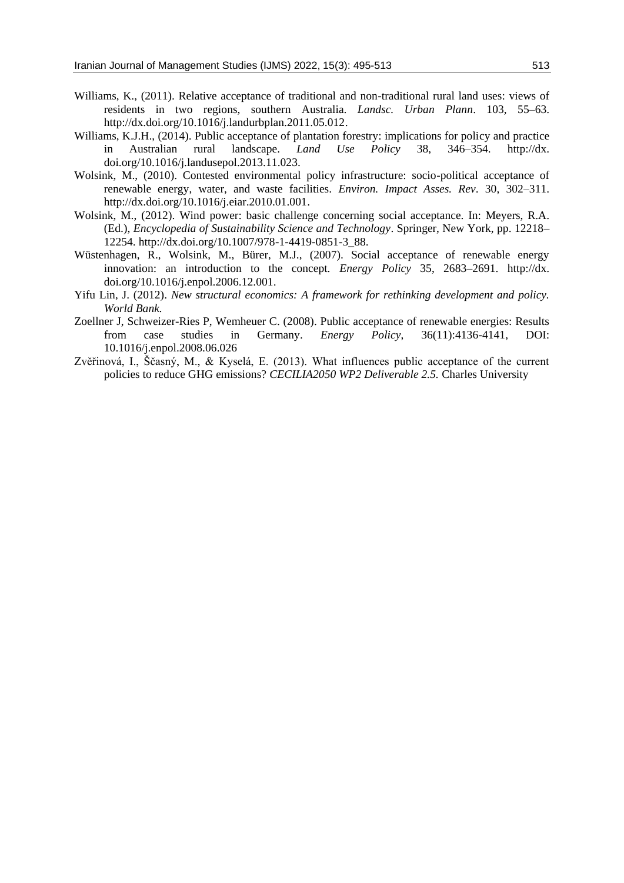Williams, K., (2011). Relative acceptance of traditional and non-traditional rural land uses: views of residents in two regions, southern Australia. *Landsc. Urban Plann*. 103, 55–63. http://dx.doi.org/10.1016/j.landurbplan.2011.05.012.

Williams, K.J.H., (2014). Public acceptance of plantation forestry: implications for policy and practice in Australian rural landscape. *Land Use Policy* 38, 346–354. http://dx. doi.org/10.1016/j.landusepol.2013.11.023.

Wolsink, M., (2010). Contested environmental policy infrastructure: socio-political acceptance of renewable energy, water, and waste facilities. *Environ. Impact Asses. Rev*. 30, 302–311. http://dx.doi.org/10.1016/j.eiar.2010.01.001.

Wolsink, M., (2012). Wind power: basic challenge concerning social acceptance. In: Meyers, R.A. (Ed.), *Encyclopedia of Sustainability Science and Technology*. Springer, New York, pp. 12218–12254. http://dx.doi.org/10.1007/978-1-4419-0851-3_88.

Wüstenhagen, R., Wolsink, M., Bürer, M.J., (2007). Social acceptance of renewable energy innovation: an introduction to the concept. *Energy Policy* 35, 2683–2691. http://dx. doi.org/10.1016/j.enpol.2006.12.001.

Yifu Lin, J. (2012). *New structural economics: A framework for rethinking development and policy. World Bank.*

Zoellner J, Schweizer-Ries P, Wemheuer C. (2008). Public acceptance of renewable energies: Results from case studies in Germany. *Energy Policy*, 36(11):4136-4141, DOI: 10.1016/j.enpol.2008.06.026

Zvěřinová, I., Ščasný, M., & Kyselá, E. (2013). What influences public acceptance of the current policies to reduce GHG emissions? *CECILIA2050 WP2 Deliverable 2.5.* Charles University